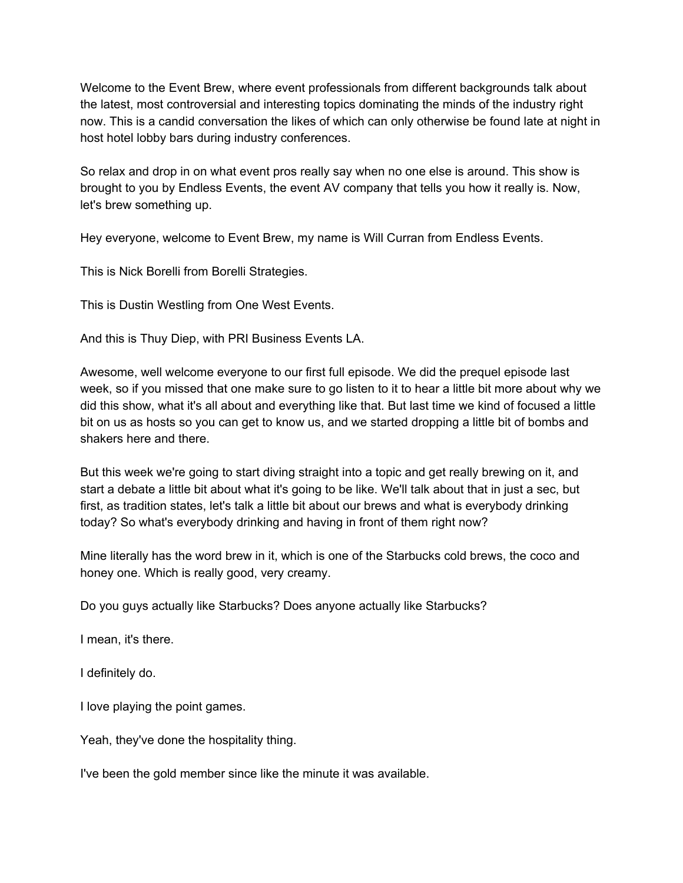Welcome to the Event Brew, where event professionals from different backgrounds talk about the latest, most controversial and interesting topics dominating the minds of the industry right now. This is a candid conversation the likes of which can only otherwise be found late at night in host hotel lobby bars during industry conferences.

So relax and drop in on what event pros really say when no one else is around. This show is brought to you by Endless Events, the event AV company that tells you how it really is. Now, let's brew something up.

Hey everyone, welcome to Event Brew, my name is Will Curran from Endless Events.

This is Nick Borelli from Borelli Strategies.

This is Dustin Westling from One West Events.

And this is Thuy Diep, with PRI Business Events LA.

Awesome, well welcome everyone to our first full episode. We did the prequel episode last week, so if you missed that one make sure to go listen to it to hear a little bit more about why we did this show, what it's all about and everything like that. But last time we kind of focused a little bit on us as hosts so you can get to know us, and we started dropping a little bit of bombs and shakers here and there.

But this week we're going to start diving straight into a topic and get really brewing on it, and start a debate a little bit about what it's going to be like. We'll talk about that in just a sec, but first, as tradition states, let's talk a little bit about our brews and what is everybody drinking today? So what's everybody drinking and having in front of them right now?

Mine literally has the word brew in it, which is one of the Starbucks cold brews, the coco and honey one. Which is really good, very creamy.

Do you guys actually like Starbucks? Does anyone actually like Starbucks?

I mean, it's there.

I definitely do.

I love playing the point games.

Yeah, they've done the hospitality thing.

I've been the gold member since like the minute it was available.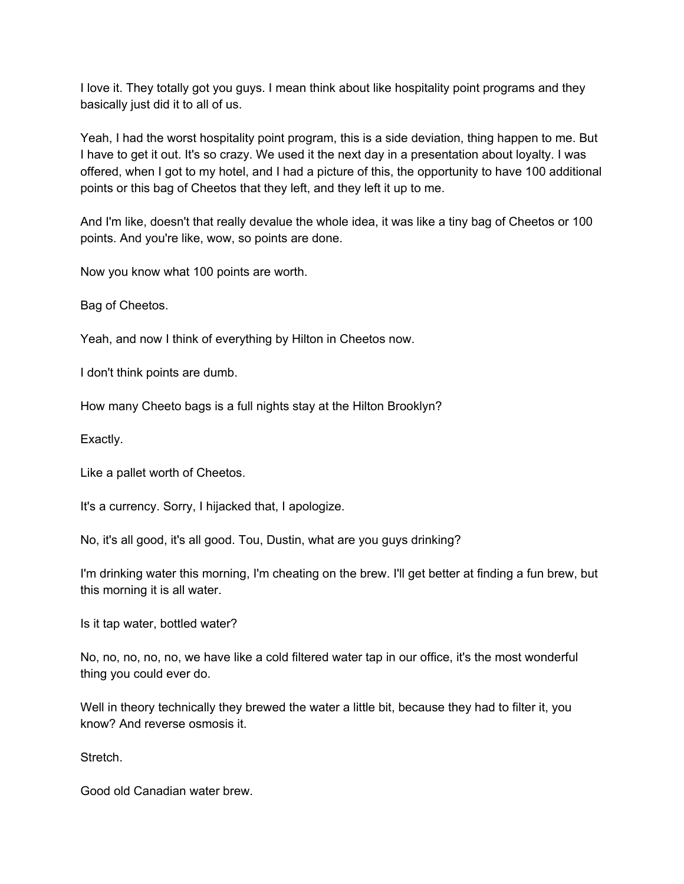I love it. They totally got you guys. I mean think about like hospitality point programs and they basically just did it to all of us.

Yeah, I had the worst hospitality point program, this is a side deviation, thing happen to me. But I have to get it out. It's so crazy. We used it the next day in a presentation about loyalty. I was offered, when I got to my hotel, and I had a picture of this, the opportunity to have 100 additional points or this bag of Cheetos that they left, and they left it up to me.

And I'm like, doesn't that really devalue the whole idea, it was like a tiny bag of Cheetos or 100 points. And you're like, wow, so points are done.

Now you know what 100 points are worth.

Bag of Cheetos.

Yeah, and now I think of everything by Hilton in Cheetos now.

I don't think points are dumb.

How many Cheeto bags is a full nights stay at the Hilton Brooklyn?

Exactly.

Like a pallet worth of Cheetos.

It's a currency. Sorry, I hijacked that, I apologize.

No, it's all good, it's all good. Tou, Dustin, what are you guys drinking?

I'm drinking water this morning, I'm cheating on the brew. I'll get better at finding a fun brew, but this morning it is all water.

Is it tap water, bottled water?

No, no, no, no, no, we have like a cold filtered water tap in our office, it's the most wonderful thing you could ever do.

Well in theory technically they brewed the water a little bit, because they had to filter it, you know? And reverse osmosis it.

Stretch.

Good old Canadian water brew.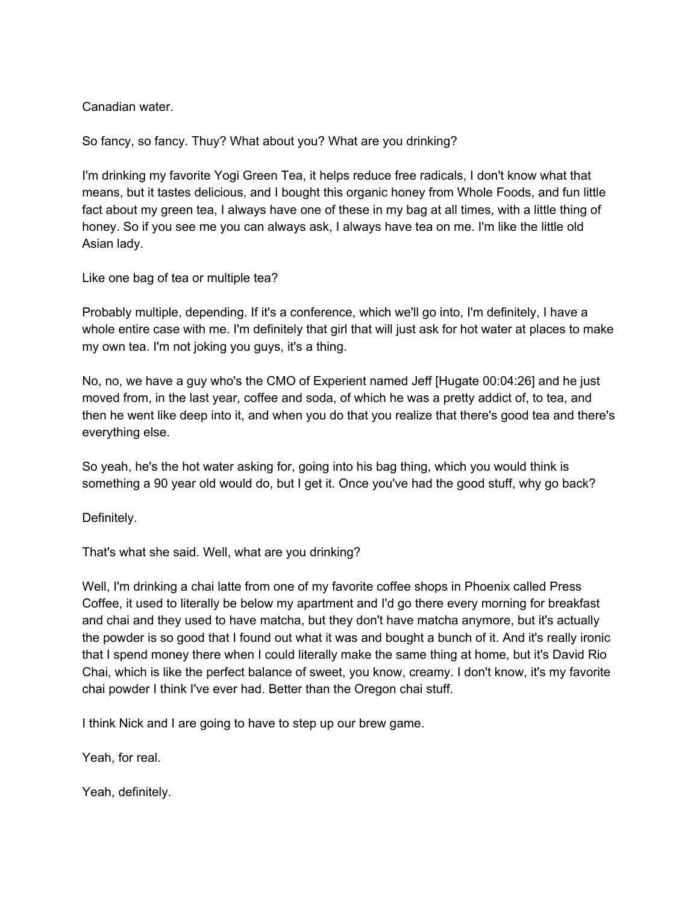Canadian water.

So fancy, so fancy. Thuy? What about you? What are you drinking?

I'm drinking my favorite Yogi Green Tea, it helps reduce free radicals, I don't know what that means, but it tastes delicious, and I bought this organic honey from Whole Foods, and fun little fact about my green tea, I always have one of these in my bag at all times, with a little thing of honey. So if you see me you can always ask, I always have tea on me. I'm like the little old Asian lady.

Like one bag of tea or multiple tea?

Probably multiple, depending. If it's a conference, which we'll go into, I'm definitely, I have a whole entire case with me. I'm definitely that girl that will just ask for hot water at places to make my own tea. I'm not joking you guys, it's a thing.

No, no, we have a guy who's the CMO of Experient named Jeff [Hugate 00:04:26] and he just moved from, in the last year, coffee and soda, of which he was a pretty addict of, to tea, and then he went like deep into it, and when you do that you realize that there's good tea and there's everything else.

So yeah, he's the hot water asking for, going into his bag thing, which you would think is something a 90 year old would do, but I get it. Once you've had the good stuff, why go back?

Definitely.

That's what she said. Well, what are you drinking?

Well, I'm drinking a chai latte from one of my favorite coffee shops in Phoenix called Press Coffee, it used to literally be below my apartment and I'd go there every morning for breakfast and chai and they used to have matcha, but they don't have matcha anymore, but it's actually the powder is so good that I found out what it was and bought a bunch of it. And it's really ironic that I spend money there when I could literally make the same thing at home, but it's David Rio Chai, which is like the perfect balance of sweet, you know, creamy. I don't know, it's my favorite chai powder I think I've ever had. Better than the Oregon chai stuff.

I think Nick and I are going to have to step up our brew game.

Yeah, for real.

Yeah, definitely.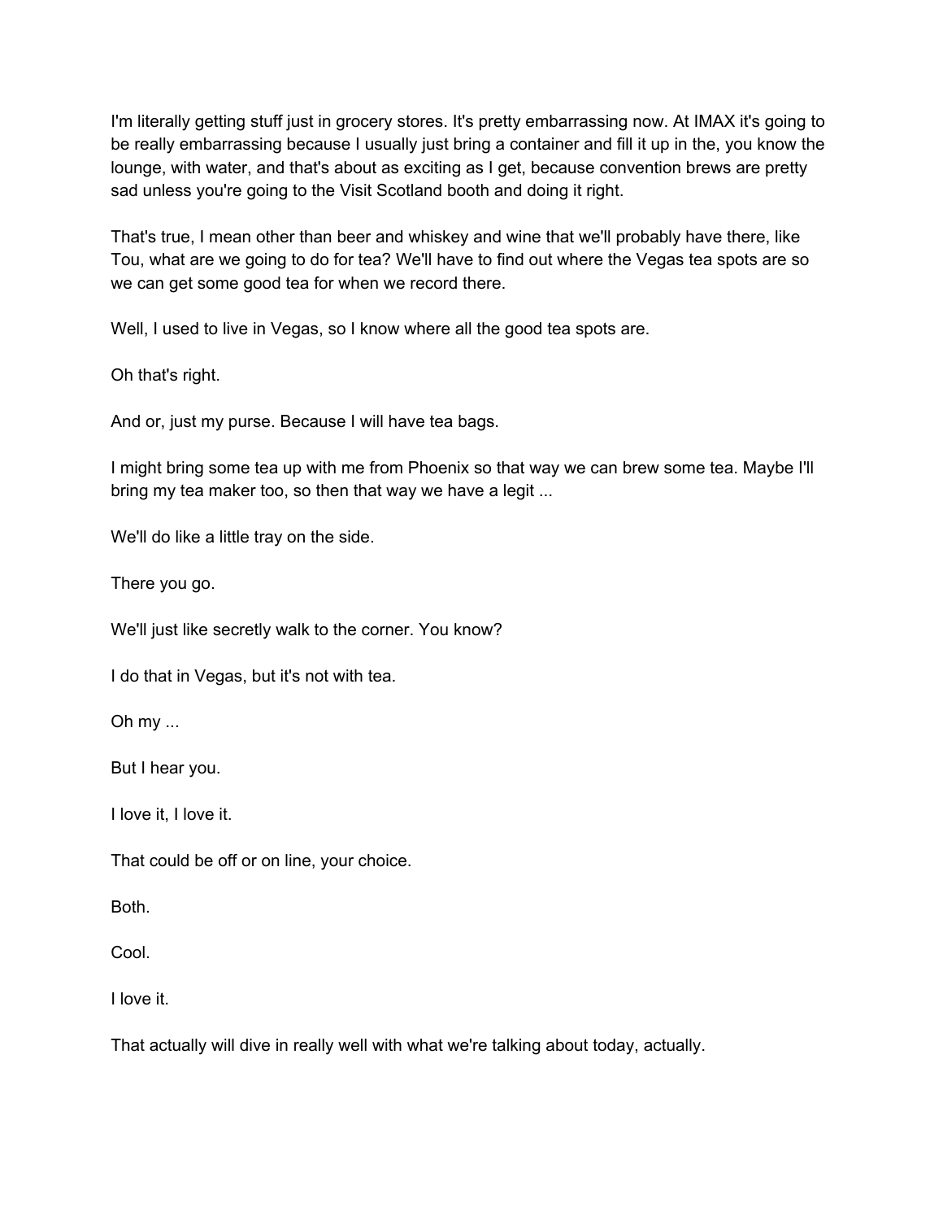I'm literally getting stuff just in grocery stores. It's pretty embarrassing now. At IMAX it's going to be really embarrassing because I usually just bring a container and fill it up in the, you know the lounge, with water, and that's about as exciting as I get, because convention brews are pretty sad unless you're going to the Visit Scotland booth and doing it right.

That's true, I mean other than beer and whiskey and wine that we'll probably have there, like Tou, what are we going to do for tea? We'll have to find out where the Vegas tea spots are so we can get some good tea for when we record there.

Well, I used to live in Vegas, so I know where all the good tea spots are.

Oh that's right.

And or, just my purse. Because I will have tea bags.

I might bring some tea up with me from Phoenix so that way we can brew some tea. Maybe I'll bring my tea maker too, so then that way we have a legit ...

We'll do like a little tray on the side.

There you go.

We'll just like secretly walk to the corner. You know?

I do that in Vegas, but it's not with tea.

Oh my ...

But I hear you.

I love it, I love it.

That could be off or on line, your choice.

Both.

Cool.

I love it.

That actually will dive in really well with what we're talking about today, actually.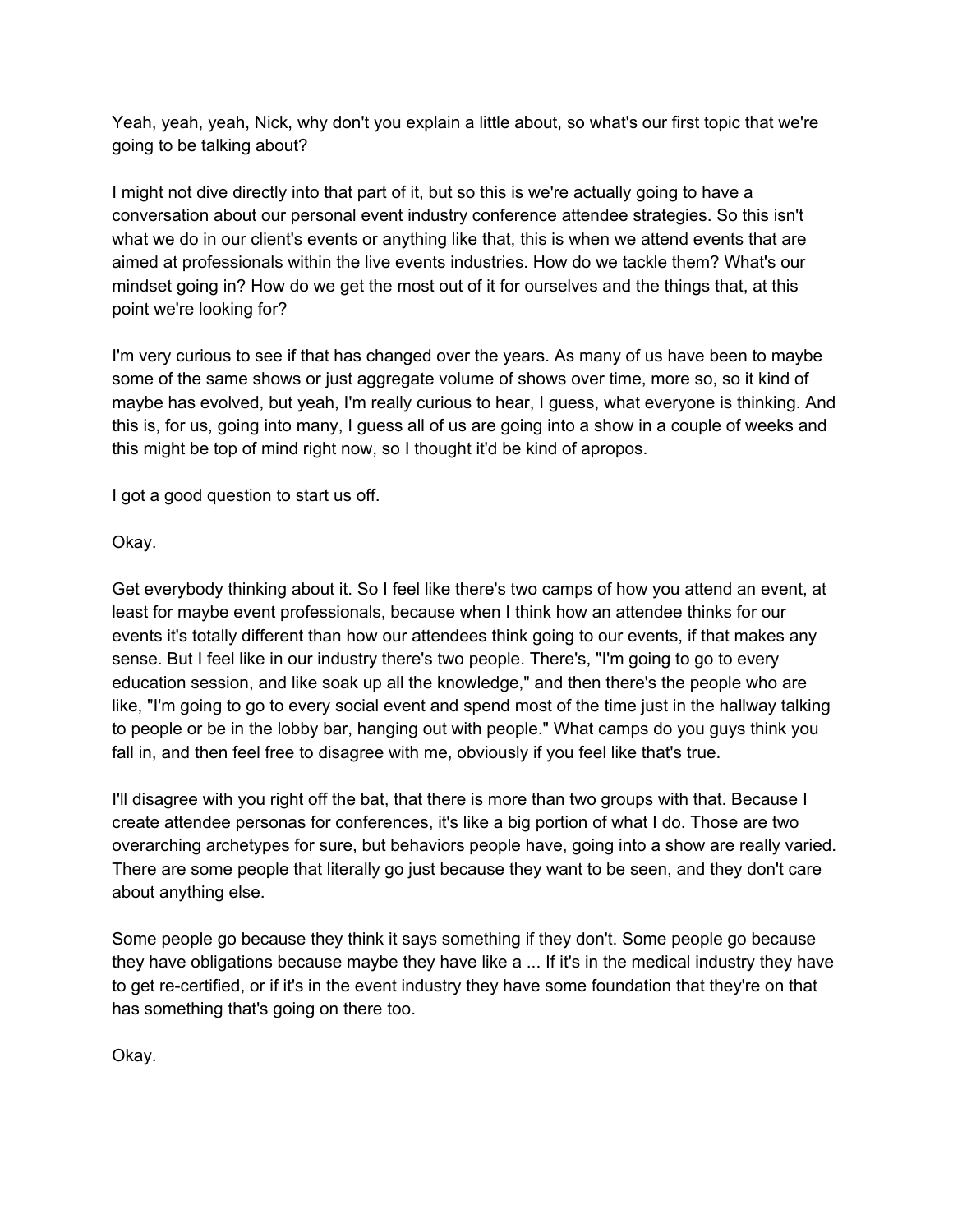Yeah, yeah, yeah, Nick, why don't you explain a little about, so what's our first topic that we're going to be talking about?

I might not dive directly into that part of it, but so this is we're actually going to have a conversation about our personal event industry conference attendee strategies. So this isn't what we do in our client's events or anything like that, this is when we attend events that are aimed at professionals within the live events industries. How do we tackle them? What's our mindset going in? How do we get the most out of it for ourselves and the things that, at this point we're looking for?

I'm very curious to see if that has changed over the years. As many of us have been to maybe some of the same shows or just aggregate volume of shows over time, more so, so it kind of maybe has evolved, but yeah, I'm really curious to hear, I guess, what everyone is thinking. And this is, for us, going into many, I guess all of us are going into a show in a couple of weeks and this might be top of mind right now, so I thought it'd be kind of apropos.

I got a good question to start us off.

Okay.

Get everybody thinking about it. So I feel like there's two camps of how you attend an event, at least for maybe event professionals, because when I think how an attendee thinks for our events it's totally different than how our attendees think going to our events, if that makes any sense. But I feel like in our industry there's two people. There's, "I'm going to go to every education session, and like soak up all the knowledge," and then there's the people who are like, "I'm going to go to every social event and spend most of the time just in the hallway talking to people or be in the lobby bar, hanging out with people." What camps do you guys think you fall in, and then feel free to disagree with me, obviously if you feel like that's true.

I'll disagree with you right off the bat, that there is more than two groups with that. Because I create attendee personas for conferences, it's like a big portion of what I do. Those are two overarching archetypes for sure, but behaviors people have, going into a show are really varied. There are some people that literally go just because they want to be seen, and they don't care about anything else.

Some people go because they think it says something if they don't. Some people go because they have obligations because maybe they have like a ... If it's in the medical industry they have to get re-certified, or if it's in the event industry they have some foundation that they're on that has something that's going on there too.

Okay.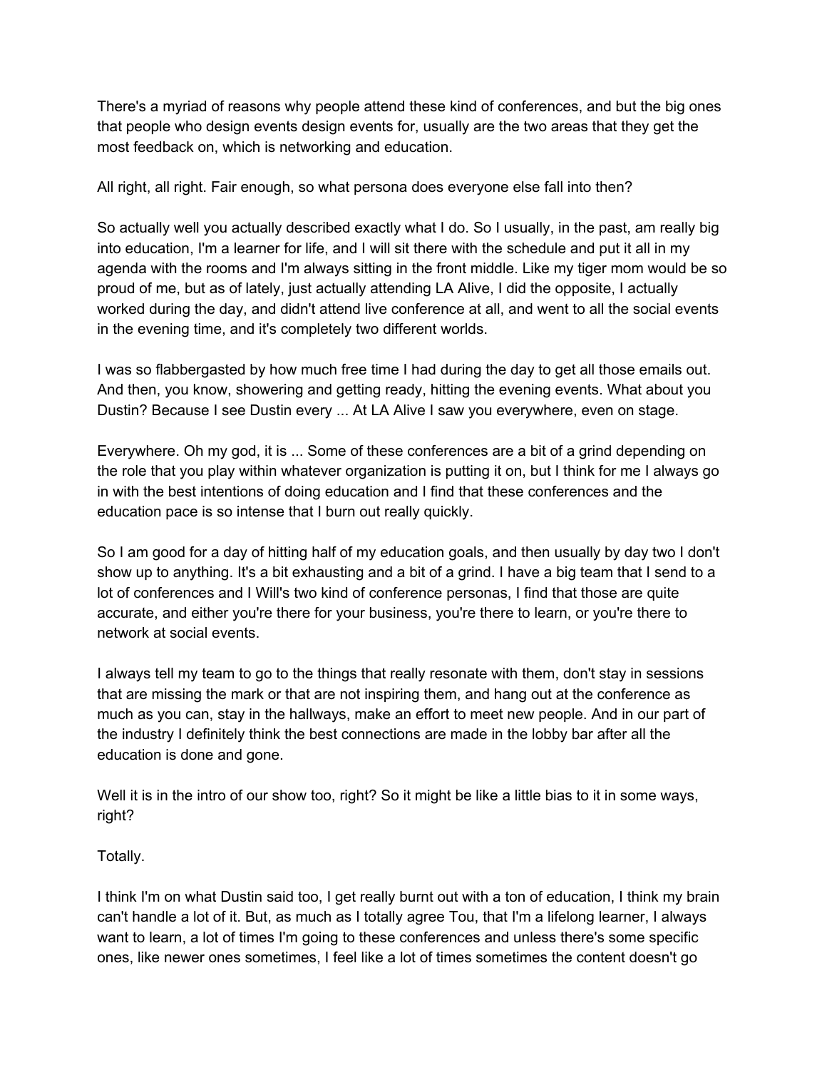There's a myriad of reasons why people attend these kind of conferences, and but the big ones that people who design events design events for, usually are the two areas that they get the most feedback on, which is networking and education.

All right, all right. Fair enough, so what persona does everyone else fall into then?

So actually well you actually described exactly what I do. So I usually, in the past, am really big into education, I'm a learner for life, and I will sit there with the schedule and put it all in my agenda with the rooms and I'm always sitting in the front middle. Like my tiger mom would be so proud of me, but as of lately, just actually attending LA Alive, I did the opposite, I actually worked during the day, and didn't attend live conference at all, and went to all the social events in the evening time, and it's completely two different worlds.

I was so flabbergasted by how much free time I had during the day to get all those emails out. And then, you know, showering and getting ready, hitting the evening events. What about you Dustin? Because I see Dustin every ... At LA Alive I saw you everywhere, even on stage.

Everywhere. Oh my god, it is ... Some of these conferences are a bit of a grind depending on the role that you play within whatever organization is putting it on, but I think for me I always go in with the best intentions of doing education and I find that these conferences and the education pace is so intense that I burn out really quickly.

So I am good for a day of hitting half of my education goals, and then usually by day two I don't show up to anything. It's a bit exhausting and a bit of a grind. I have a big team that I send to a lot of conferences and I Will's two kind of conference personas, I find that those are quite accurate, and either you're there for your business, you're there to learn, or you're there to network at social events.

I always tell my team to go to the things that really resonate with them, don't stay in sessions that are missing the mark or that are not inspiring them, and hang out at the conference as much as you can, stay in the hallways, make an effort to meet new people. And in our part of the industry I definitely think the best connections are made in the lobby bar after all the education is done and gone.

Well it is in the intro of our show too, right? So it might be like a little bias to it in some ways, right?

Totally.

I think I'm on what Dustin said too, I get really burnt out with a ton of education, I think my brain can't handle a lot of it. But, as much as I totally agree Tou, that I'm a lifelong learner, I always want to learn, a lot of times I'm going to these conferences and unless there's some specific ones, like newer ones sometimes, I feel like a lot of times sometimes the content doesn't go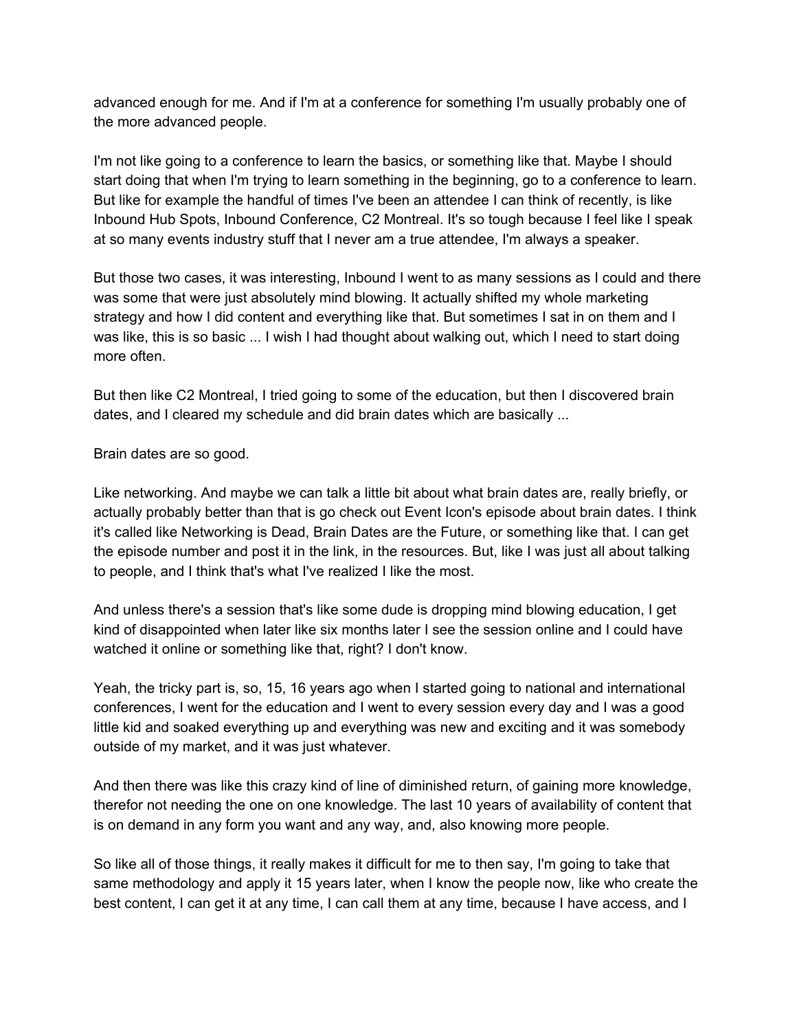advanced enough for me. And if I'm at a conference for something I'm usually probably one of the more advanced people.

I'm not like going to a conference to learn the basics, or something like that. Maybe I should start doing that when I'm trying to learn something in the beginning, go to a conference to learn. But like for example the handful of times I've been an attendee I can think of recently, is like Inbound Hub Spots, Inbound Conference, C2 Montreal. It's so tough because I feel like I speak at so many events industry stuff that I never am a true attendee, I'm always a speaker.

But those two cases, it was interesting, Inbound I went to as many sessions as I could and there was some that were just absolutely mind blowing. It actually shifted my whole marketing strategy and how I did content and everything like that. But sometimes I sat in on them and I was like, this is so basic ... I wish I had thought about walking out, which I need to start doing more often.

But then like C2 Montreal, I tried going to some of the education, but then I discovered brain dates, and I cleared my schedule and did brain dates which are basically ...

Brain dates are so good.

Like networking. And maybe we can talk a little bit about what brain dates are, really briefly, or actually probably better than that is go check out Event Icon's episode about brain dates. I think it's called like Networking is Dead, Brain Dates are the Future, or something like that. I can get the episode number and post it in the link, in the resources. But, like I was just all about talking to people, and I think that's what I've realized I like the most.

And unless there's a session that's like some dude is dropping mind blowing education, I get kind of disappointed when later like six months later I see the session online and I could have watched it online or something like that, right? I don't know.

Yeah, the tricky part is, so, 15, 16 years ago when I started going to national and international conferences, I went for the education and I went to every session every day and I was a good little kid and soaked everything up and everything was new and exciting and it was somebody outside of my market, and it was just whatever.

And then there was like this crazy kind of line of diminished return, of gaining more knowledge, therefor not needing the one on one knowledge. The last 10 years of availability of content that is on demand in any form you want and any way, and, also knowing more people.

So like all of those things, it really makes it difficult for me to then say, I'm going to take that same methodology and apply it 15 years later, when I know the people now, like who create the best content, I can get it at any time, I can call them at any time, because I have access, and I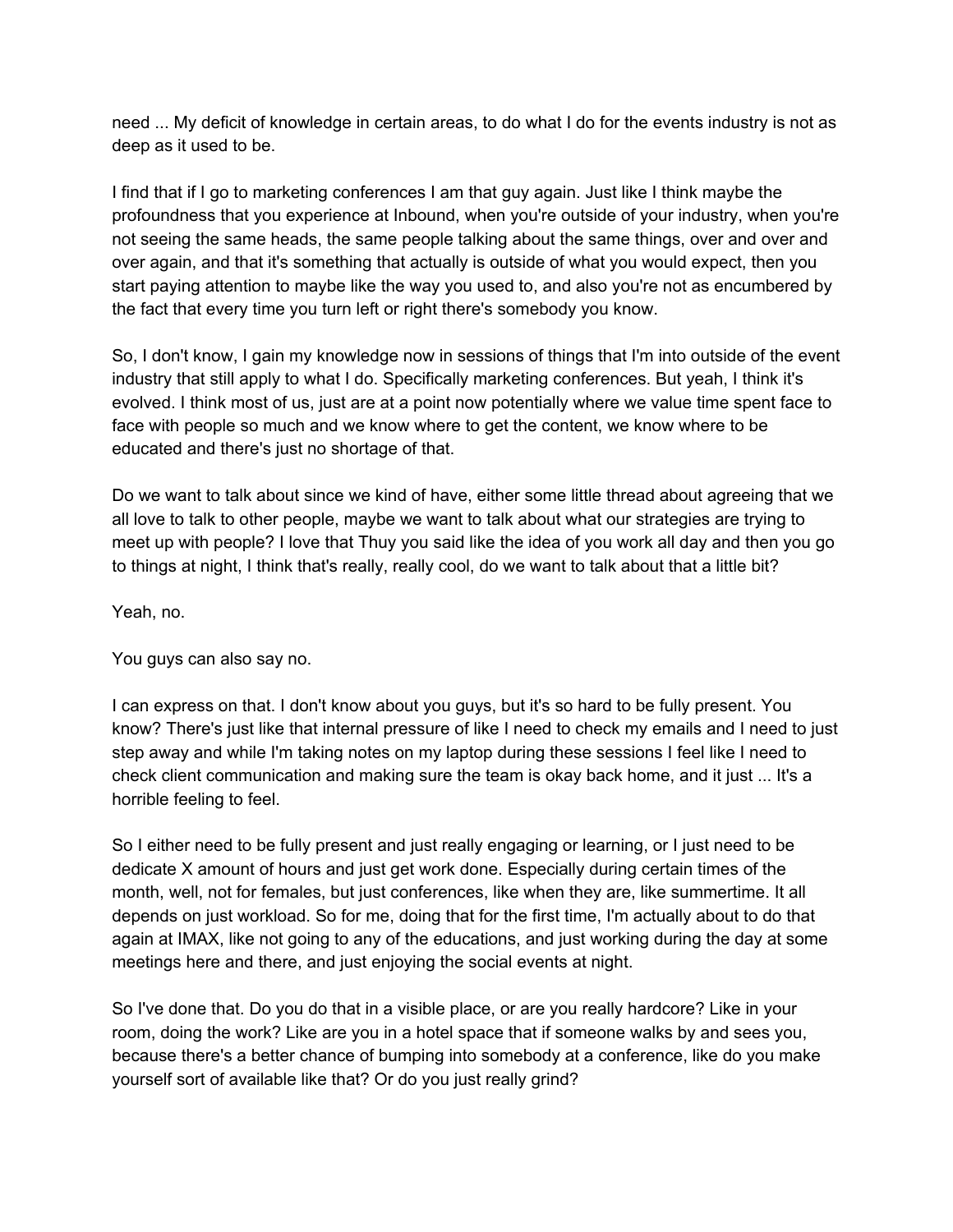need ... My deficit of knowledge in certain areas, to do what I do for the events industry is not as deep as it used to be.

I find that if I go to marketing conferences I am that guy again. Just like I think maybe the profoundness that you experience at Inbound, when you're outside of your industry, when you're not seeing the same heads, the same people talking about the same things, over and over and over again, and that it's something that actually is outside of what you would expect, then you start paying attention to maybe like the way you used to, and also you're not as encumbered by the fact that every time you turn left or right there's somebody you know.

So, I don't know, I gain my knowledge now in sessions of things that I'm into outside of the event industry that still apply to what I do. Specifically marketing conferences. But yeah, I think it's evolved. I think most of us, just are at a point now potentially where we value time spent face to face with people so much and we know where to get the content, we know where to be educated and there's just no shortage of that.

Do we want to talk about since we kind of have, either some little thread about agreeing that we all love to talk to other people, maybe we want to talk about what our strategies are trying to meet up with people? I love that Thuy you said like the idea of you work all day and then you go to things at night, I think that's really, really cool, do we want to talk about that a little bit?

Yeah, no.

You guys can also say no.

I can express on that. I don't know about you guys, but it's so hard to be fully present. You know? There's just like that internal pressure of like I need to check my emails and I need to just step away and while I'm taking notes on my laptop during these sessions I feel like I need to check client communication and making sure the team is okay back home, and it just ... It's a horrible feeling to feel.

So I either need to be fully present and just really engaging or learning, or I just need to be dedicate X amount of hours and just get work done. Especially during certain times of the month, well, not for females, but just conferences, like when they are, like summertime. It all depends on just workload. So for me, doing that for the first time, I'm actually about to do that again at IMAX, like not going to any of the educations, and just working during the day at some meetings here and there, and just enjoying the social events at night.

So I've done that. Do you do that in a visible place, or are you really hardcore? Like in your room, doing the work? Like are you in a hotel space that if someone walks by and sees you, because there's a better chance of bumping into somebody at a conference, like do you make yourself sort of available like that? Or do you just really grind?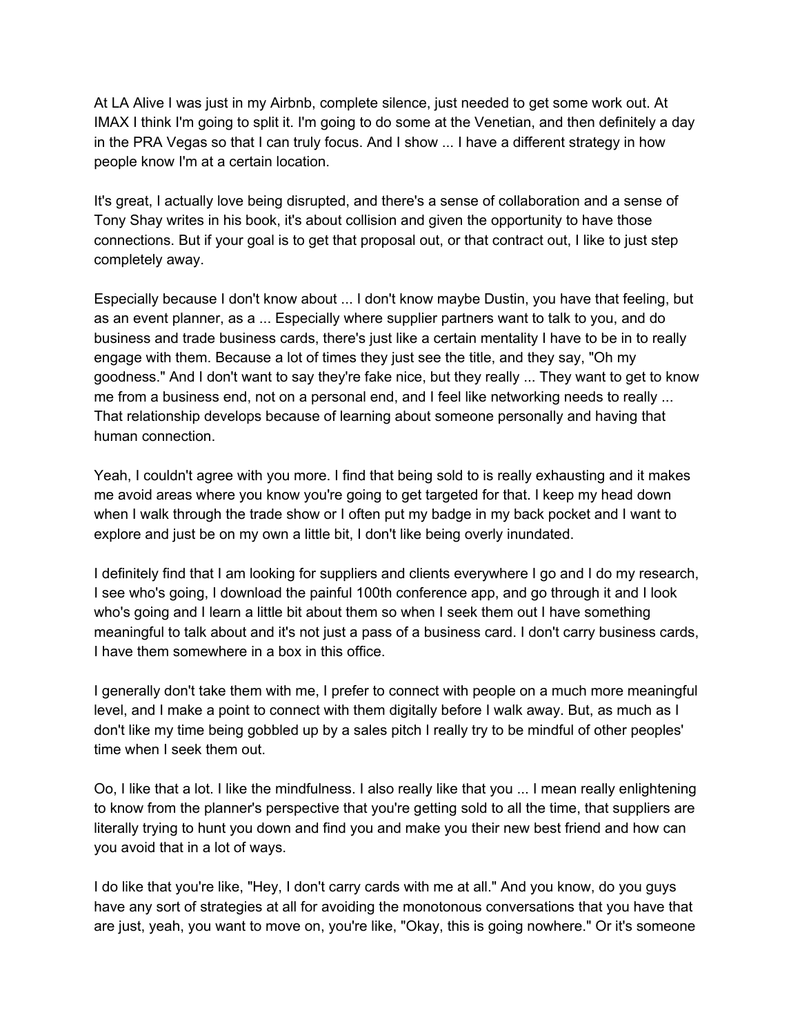At LA Alive I was just in my Airbnb, complete silence, just needed to get some work out. At IMAX I think I'm going to split it. I'm going to do some at the Venetian, and then definitely a day in the PRA Vegas so that I can truly focus. And I show ... I have a different strategy in how people know I'm at a certain location.

It's great, I actually love being disrupted, and there's a sense of collaboration and a sense of Tony Shay writes in his book, it's about collision and given the opportunity to have those connections. But if your goal is to get that proposal out, or that contract out, I like to just step completely away.

Especially because I don't know about ... I don't know maybe Dustin, you have that feeling, but as an event planner, as a ... Especially where supplier partners want to talk to you, and do business and trade business cards, there's just like a certain mentality I have to be in to really engage with them. Because a lot of times they just see the title, and they say, "Oh my goodness." And I don't want to say they're fake nice, but they really ... They want to get to know me from a business end, not on a personal end, and I feel like networking needs to really ... That relationship develops because of learning about someone personally and having that human connection.

Yeah, I couldn't agree with you more. I find that being sold to is really exhausting and it makes me avoid areas where you know you're going to get targeted for that. I keep my head down when I walk through the trade show or I often put my badge in my back pocket and I want to explore and just be on my own a little bit, I don't like being overly inundated.

I definitely find that I am looking for suppliers and clients everywhere I go and I do my research, I see who's going, I download the painful 100th conference app, and go through it and I look who's going and I learn a little bit about them so when I seek them out I have something meaningful to talk about and it's not just a pass of a business card. I don't carry business cards, I have them somewhere in a box in this office.

I generally don't take them with me, I prefer to connect with people on a much more meaningful level, and I make a point to connect with them digitally before I walk away. But, as much as I don't like my time being gobbled up by a sales pitch I really try to be mindful of other peoples' time when I seek them out.

Oo, I like that a lot. I like the mindfulness. I also really like that you ... I mean really enlightening to know from the planner's perspective that you're getting sold to all the time, that suppliers are literally trying to hunt you down and find you and make you their new best friend and how can you avoid that in a lot of ways.

I do like that you're like, "Hey, I don't carry cards with me at all." And you know, do you guys have any sort of strategies at all for avoiding the monotonous conversations that you have that are just, yeah, you want to move on, you're like, "Okay, this is going nowhere." Or it's someone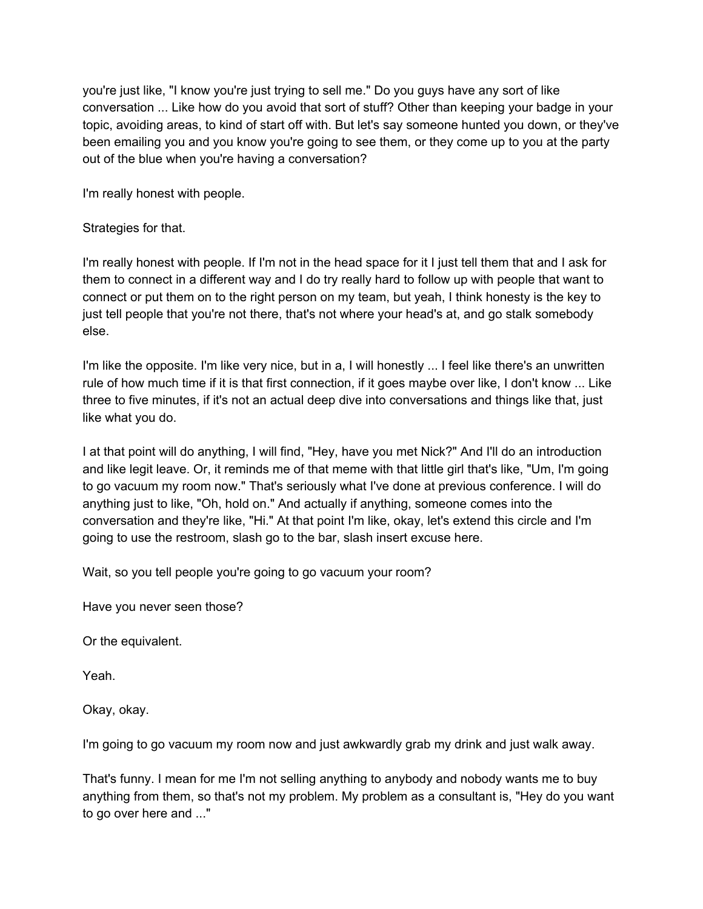you're just like, "I know you're just trying to sell me." Do you guys have any sort of like conversation ... Like how do you avoid that sort of stuff? Other than keeping your badge in your topic, avoiding areas, to kind of start off with. But let's say someone hunted you down, or they've been emailing you and you know you're going to see them, or they come up to you at the party out of the blue when you're having a conversation?

I'm really honest with people.

Strategies for that.

I'm really honest with people. If I'm not in the head space for it I just tell them that and I ask for them to connect in a different way and I do try really hard to follow up with people that want to connect or put them on to the right person on my team, but yeah, I think honesty is the key to just tell people that you're not there, that's not where your head's at, and go stalk somebody else.

I'm like the opposite. I'm like very nice, but in a, I will honestly ... I feel like there's an unwritten rule of how much time if it is that first connection, if it goes maybe over like, I don't know ... Like three to five minutes, if it's not an actual deep dive into conversations and things like that, just like what you do.

I at that point will do anything, I will find, "Hey, have you met Nick?" And I'll do an introduction and like legit leave. Or, it reminds me of that meme with that little girl that's like, "Um, I'm going to go vacuum my room now." That's seriously what I've done at previous conference. I will do anything just to like, "Oh, hold on." And actually if anything, someone comes into the conversation and they're like, "Hi." At that point I'm like, okay, let's extend this circle and I'm going to use the restroom, slash go to the bar, slash insert excuse here.

Wait, so you tell people you're going to go vacuum your room?

Have you never seen those?

Or the equivalent.

Yeah.

Okay, okay.

I'm going to go vacuum my room now and just awkwardly grab my drink and just walk away.

That's funny. I mean for me I'm not selling anything to anybody and nobody wants me to buy anything from them, so that's not my problem. My problem as a consultant is, "Hey do you want to go over here and ..."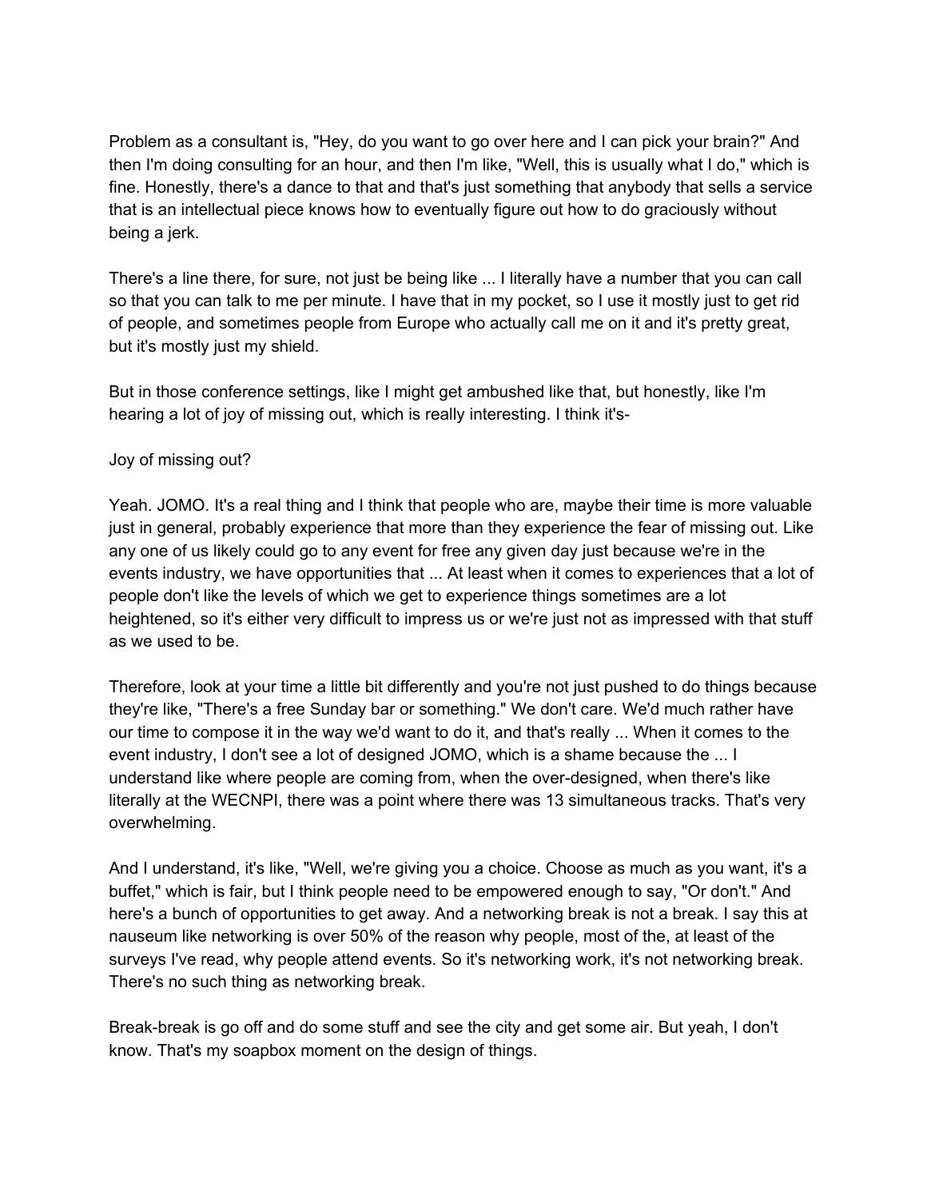Problem as a consultant is, "Hey, do you want to go over here and I can pick your brain?" And then I'm doing consulting for an hour, and then I'm like, "Well, this is usually what I do," which is fine. Honestly, there's a dance to that and that's just something that anybody that sells a service that is an intellectual piece knows how to eventually figure out how to do graciously without being a jerk.

There's a line there, for sure, not just be being like ... I literally have a number that you can call so that you can talk to me per minute. I have that in my pocket, so I use it mostly just to get rid of people, and sometimes people from Europe who actually call me on it and it's pretty great, but it's mostly just my shield.

But in those conference settings, like I might get ambushed like that, but honestly, like I'm hearing a lot of joy of missing out, which is really interesting. I think it's-

Joy of missing out?

Yeah. JOMO. It's a real thing and I think that people who are, maybe their time is more valuable just in general, probably experience that more than they experience the fear of missing out. Like any one of us likely could go to any event for free any given day just because we're in the events industry, we have opportunities that ... At least when it comes to experiences that a lot of people don't like the levels of which we get to experience things sometimes are a lot heightened, so it's either very difficult to impress us or we're just not as impressed with that stuff as we used to be.

Therefore, look at your time a little bit differently and you're not just pushed to do things because they're like, "There's a free Sunday bar or something." We don't care. We'd much rather have our time to compose it in the way we'd want to do it, and that's really ... When it comes to the event industry, I don't see a lot of designed JOMO, which is a shame because the ... I understand like where people are coming from, when the over-designed, when there's like literally at the WECNPI, there was a point where there was 13 simultaneous tracks. That's very overwhelming.

And I understand, it's like, "Well, we're giving you a choice. Choose as much as you want, it's a buffet," which is fair, but I think people need to be empowered enough to say, "Or don't." And here's a bunch of opportunities to get away. And a networking break is not a break. I say this at nauseum like networking is over 50% of the reason why people, most of the, at least of the surveys I've read, why people attend events. So it's networking work, it's not networking break. There's no such thing as networking break.

Break-break is go off and do some stuff and see the city and get some air. But yeah, I don't know. That's my soapbox moment on the design of things.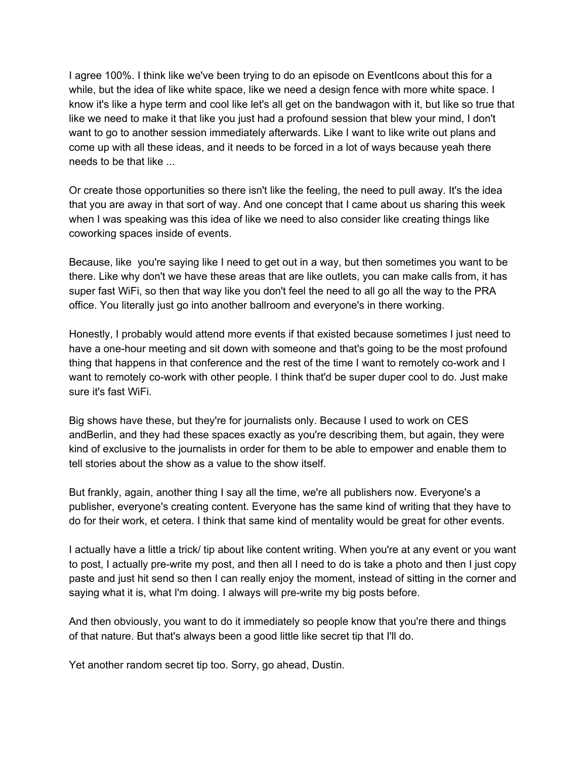I agree 100%. I think like we've been trying to do an episode on EventIcons about this for a while, but the idea of like white space, like we need a design fence with more white space. I know it's like a hype term and cool like let's all get on the bandwagon with it, but like so true that like we need to make it that like you just had a profound session that blew your mind, I don't want to go to another session immediately afterwards. Like I want to like write out plans and come up with all these ideas, and it needs to be forced in a lot of ways because yeah there needs to be that like ...

Or create those opportunities so there isn't like the feeling, the need to pull away. It's the idea that you are away in that sort of way. And one concept that I came about us sharing this week when I was speaking was this idea of like we need to also consider like creating things like coworking spaces inside of events.

Because, like  you're saying like I need to get out in a way, but then sometimes you want to be there. Like why don't we have these areas that are like outlets, you can make calls from, it has super fast WiFi, so then that way like you don't feel the need to all go all the way to the PRA office. You literally just go into another ballroom and everyone's in there working.

Honestly, I probably would attend more events if that existed because sometimes I just need to have a one-hour meeting and sit down with someone and that's going to be the most profound thing that happens in that conference and the rest of the time I want to remotely co-work and I want to remotely co-work with other people. I think that'd be super duper cool to do. Just make sure it's fast WiFi.

Big shows have these, but they're for journalists only. Because I used to work on CES andBerlin, and they had these spaces exactly as you're describing them, but again, they were kind of exclusive to the journalists in order for them to be able to empower and enable them to tell stories about the show as a value to the show itself.

But frankly, again, another thing I say all the time, we're all publishers now. Everyone's a publisher, everyone's creating content. Everyone has the same kind of writing that they have to do for their work, et cetera. I think that same kind of mentality would be great for other events.

I actually have a little a trick/ tip about like content writing. When you're at any event or you want to post, I actually pre-write my post, and then all I need to do is take a photo and then I just copy paste and just hit send so then I can really enjoy the moment, instead of sitting in the corner and saying what it is, what I'm doing. I always will pre-write my big posts before.

And then obviously, you want to do it immediately so people know that you're there and things of that nature. But that's always been a good little like secret tip that I'll do.

Yet another random secret tip too. Sorry, go ahead, Dustin.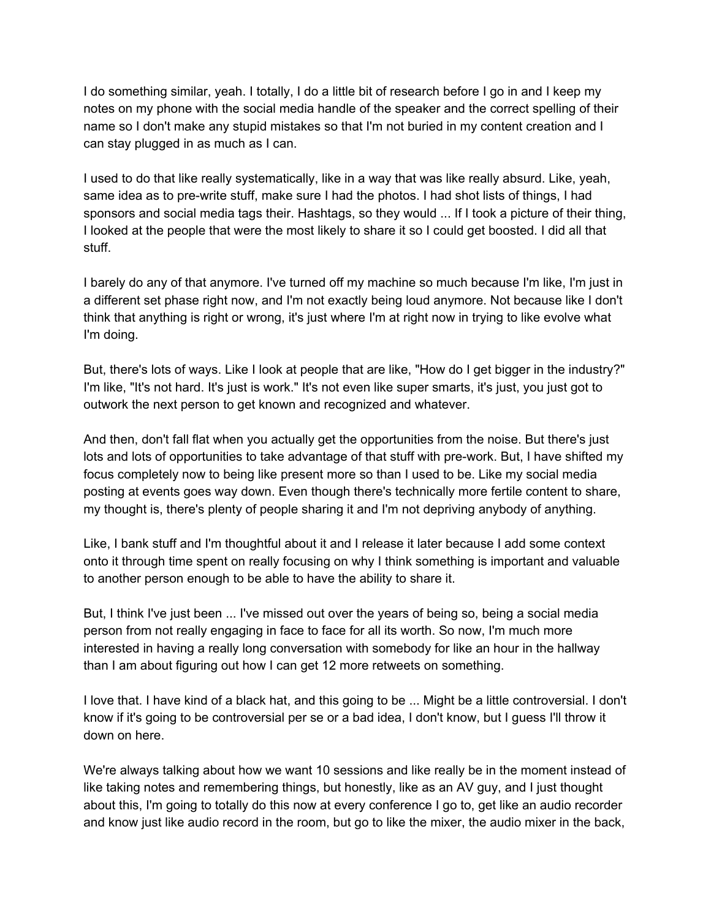I do something similar, yeah. I totally, I do a little bit of research before I go in and I keep my notes on my phone with the social media handle of the speaker and the correct spelling of their name so I don't make any stupid mistakes so that I'm not buried in my content creation and I can stay plugged in as much as I can.

I used to do that like really systematically, like in a way that was like really absurd. Like, yeah, same idea as to pre-write stuff, make sure I had the photos. I had shot lists of things, I had sponsors and social media tags their. Hashtags, so they would ... If I took a picture of their thing, I looked at the people that were the most likely to share it so I could get boosted. I did all that stuff.

I barely do any of that anymore. I've turned off my machine so much because I'm like, I'm just in a different set phase right now, and I'm not exactly being loud anymore. Not because like I don't think that anything is right or wrong, it's just where I'm at right now in trying to like evolve what I'm doing.

But, there's lots of ways. Like I look at people that are like, "How do I get bigger in the industry?" I'm like, "It's not hard. It's just is work." It's not even like super smarts, it's just, you just got to outwork the next person to get known and recognized and whatever.

And then, don't fall flat when you actually get the opportunities from the noise. But there's just lots and lots of opportunities to take advantage of that stuff with pre-work. But, I have shifted my focus completely now to being like present more so than I used to be. Like my social media posting at events goes way down. Even though there's technically more fertile content to share, my thought is, there's plenty of people sharing it and I'm not depriving anybody of anything.

Like, I bank stuff and I'm thoughtful about it and I release it later because I add some context onto it through time spent on really focusing on why I think something is important and valuable to another person enough to be able to have the ability to share it.

But, I think I've just been ... I've missed out over the years of being so, being a social media person from not really engaging in face to face for all its worth. So now, I'm much more interested in having a really long conversation with somebody for like an hour in the hallway than I am about figuring out how I can get 12 more retweets on something.

I love that. I have kind of a black hat, and this going to be ... Might be a little controversial. I don't know if it's going to be controversial per se or a bad idea, I don't know, but I guess I'll throw it down on here.

We're always talking about how we want 10 sessions and like really be in the moment instead of like taking notes and remembering things, but honestly, like as an AV guy, and I just thought about this, I'm going to totally do this now at every conference I go to, get like an audio recorder and know just like audio record in the room, but go to like the mixer, the audio mixer in the back,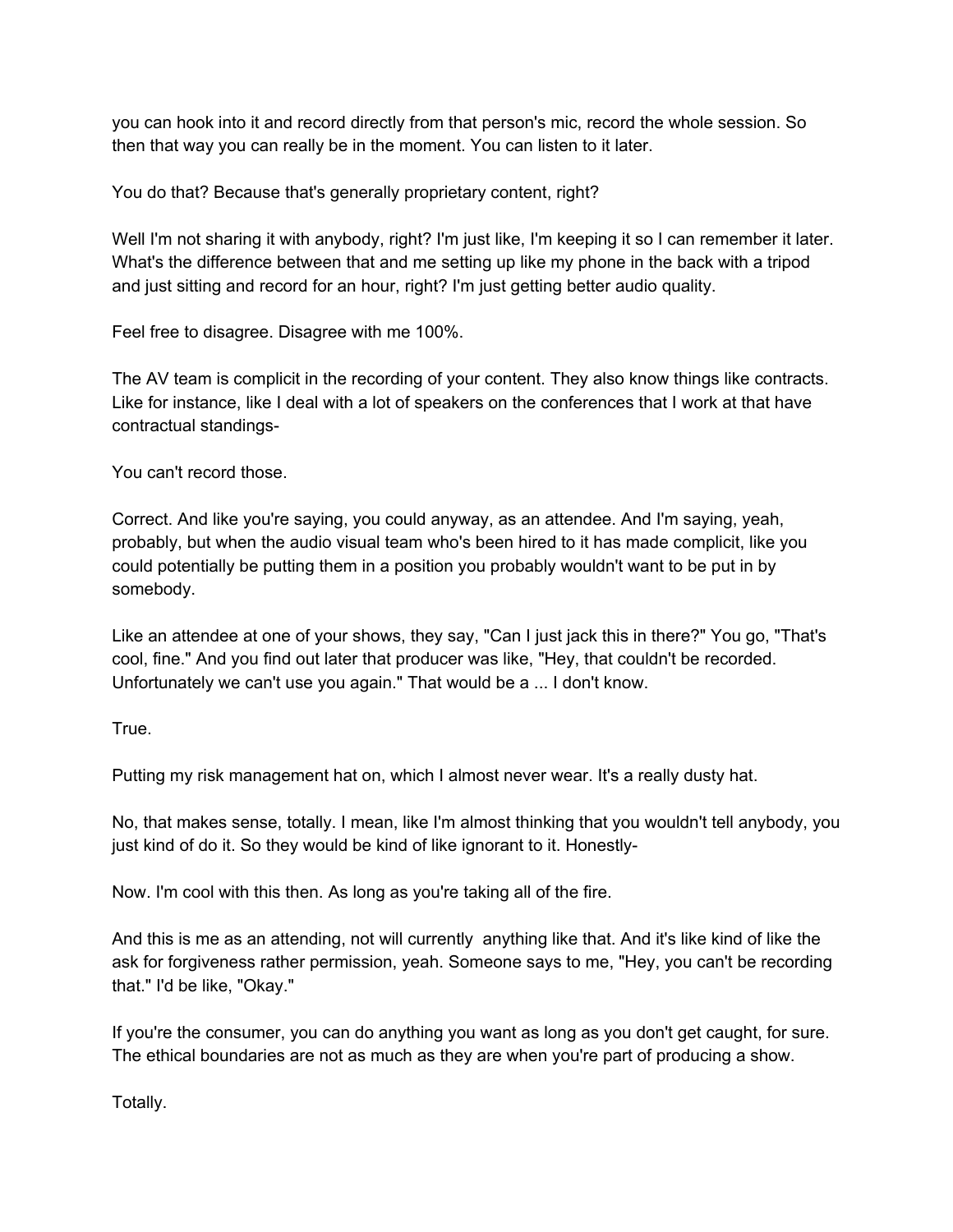you can hook into it and record directly from that person's mic, record the whole session. So then that way you can really be in the moment. You can listen to it later.

You do that? Because that's generally proprietary content, right?

Well I'm not sharing it with anybody, right? I'm just like, I'm keeping it so I can remember it later. What's the difference between that and me setting up like my phone in the back with a tripod and just sitting and record for an hour, right? I'm just getting better audio quality.

Feel free to disagree. Disagree with me 100%.

The AV team is complicit in the recording of your content. They also know things like contracts. Like for instance, like I deal with a lot of speakers on the conferences that I work at that have contractual standings-

You can't record those.

Correct. And like you're saying, you could anyway, as an attendee. And I'm saying, yeah, probably, but when the audio visual team who's been hired to it has made complicit, like you could potentially be putting them in a position you probably wouldn't want to be put in by somebody.

Like an attendee at one of your shows, they say, "Can I just jack this in there?" You go, "That's cool, fine." And you find out later that producer was like, "Hey, that couldn't be recorded. Unfortunately we can't use you again." That would be a ... I don't know.

True.

Putting my risk management hat on, which I almost never wear. It's a really dusty hat.

No, that makes sense, totally. I mean, like I'm almost thinking that you wouldn't tell anybody, you just kind of do it. So they would be kind of like ignorant to it. Honestly-

Now. I'm cool with this then. As long as you're taking all of the fire.

And this is me as an attending, not will currently anything like that. And it's like kind of like the ask for forgiveness rather permission, yeah. Someone says to me, "Hey, you can't be recording that." I'd be like, "Okay."

If you're the consumer, you can do anything you want as long as you don't get caught, for sure. The ethical boundaries are not as much as they are when you're part of producing a show.

Totally.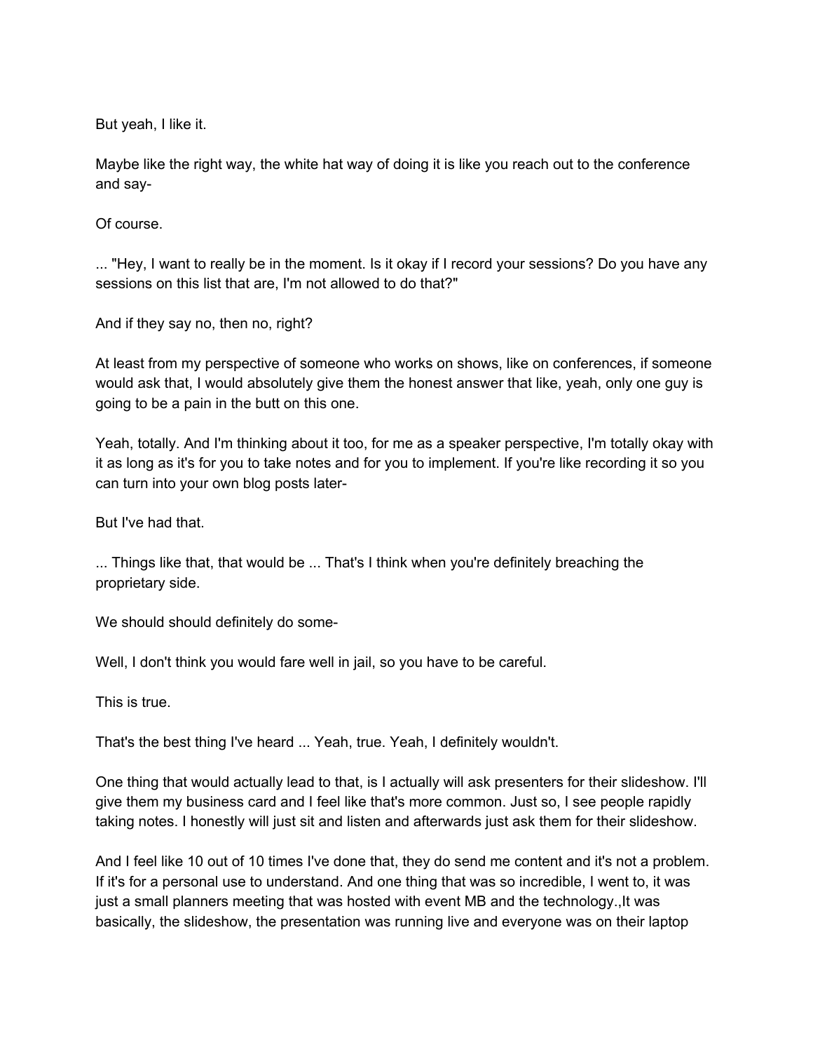But yeah, I like it.

Maybe like the right way, the white hat way of doing it is like you reach out to the conference and say-

Of course.

... "Hey, I want to really be in the moment. Is it okay if I record your sessions? Do you have any sessions on this list that are, I'm not allowed to do that?"

And if they say no, then no, right?

At least from my perspective of someone who works on shows, like on conferences, if someone would ask that, I would absolutely give them the honest answer that like, yeah, only one guy is going to be a pain in the butt on this one.

Yeah, totally. And I'm thinking about it too, for me as a speaker perspective, I'm totally okay with it as long as it's for you to take notes and for you to implement. If you're like recording it so you can turn into your own blog posts later-

But I've had that.

... Things like that, that would be ... That's I think when you're definitely breaching the proprietary side.

We should should definitely do some-

Well, I don't think you would fare well in jail, so you have to be careful.

This is true.

That's the best thing I've heard ... Yeah, true. Yeah, I definitely wouldn't.

One thing that would actually lead to that, is I actually will ask presenters for their slideshow. I'll give them my business card and I feel like that's more common. Just so, I see people rapidly taking notes. I honestly will just sit and listen and afterwards just ask them for their slideshow.

And I feel like 10 out of 10 times I've done that, they do send me content and it's not a problem. If it's for a personal use to understand. And one thing that was so incredible, I went to, it was just a small planners meeting that was hosted with event MB and the technology.,It was basically, the slideshow, the presentation was running live and everyone was on their laptop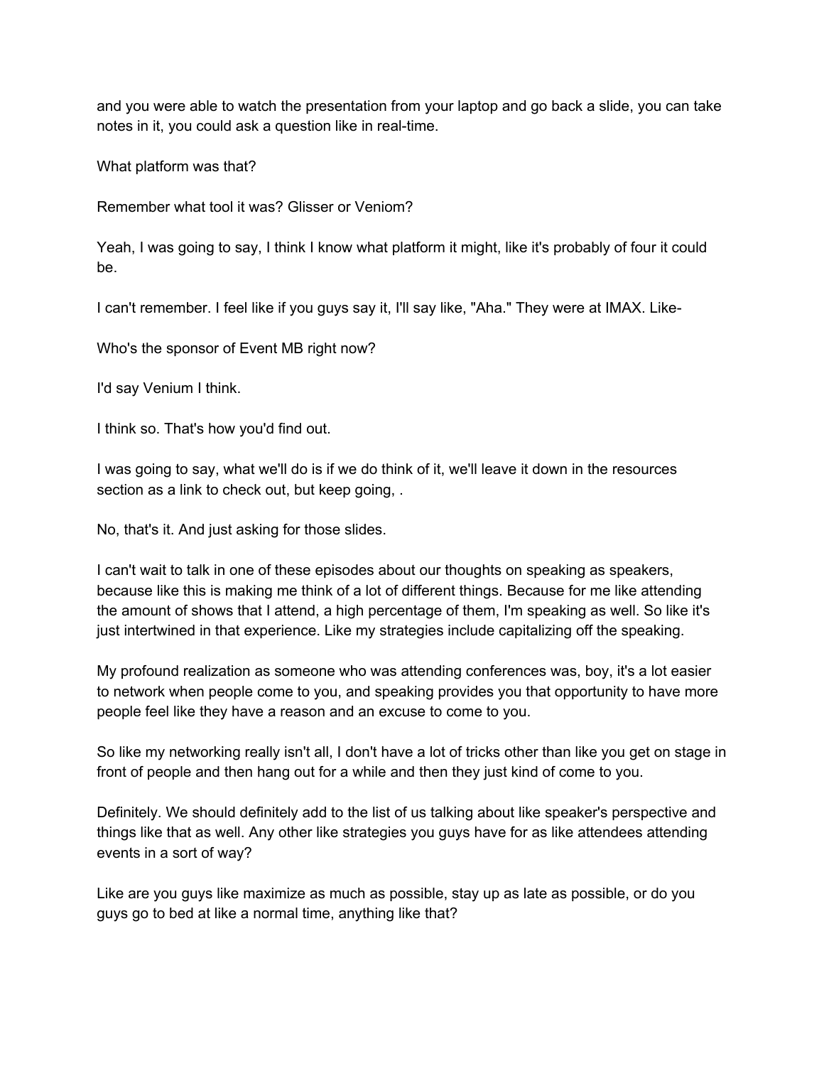and you were able to watch the presentation from your laptop and go back a slide, you can take notes in it, you could ask a question like in real-time.

What platform was that?

Remember what tool it was? Glisser or Veniom?

Yeah, I was going to say, I think I know what platform it might, like it's probably of four it could be.

I can't remember. I feel like if you guys say it, I'll say like, "Aha." They were at IMAX. Like-

Who's the sponsor of Event MB right now?

I'd say Venium I think.

I think so. That's how you'd find out.

I was going to say, what we'll do is if we do think of it, we'll leave it down in the resources section as a link to check out, but keep going, .

No, that's it. And just asking for those slides.

I can't wait to talk in one of these episodes about our thoughts on speaking as speakers, because like this is making me think of a lot of different things. Because for me like attending the amount of shows that I attend, a high percentage of them, I'm speaking as well. So like it's just intertwined in that experience. Like my strategies include capitalizing off the speaking.

My profound realization as someone who was attending conferences was, boy, it's a lot easier to network when people come to you, and speaking provides you that opportunity to have more people feel like they have a reason and an excuse to come to you.

So like my networking really isn't all, I don't have a lot of tricks other than like you get on stage in front of people and then hang out for a while and then they just kind of come to you.

Definitely. We should definitely add to the list of us talking about like speaker's perspective and things like that as well. Any other like strategies you guys have for as like attendees attending events in a sort of way?

Like are you guys like maximize as much as possible, stay up as late as possible, or do you guys go to bed at like a normal time, anything like that?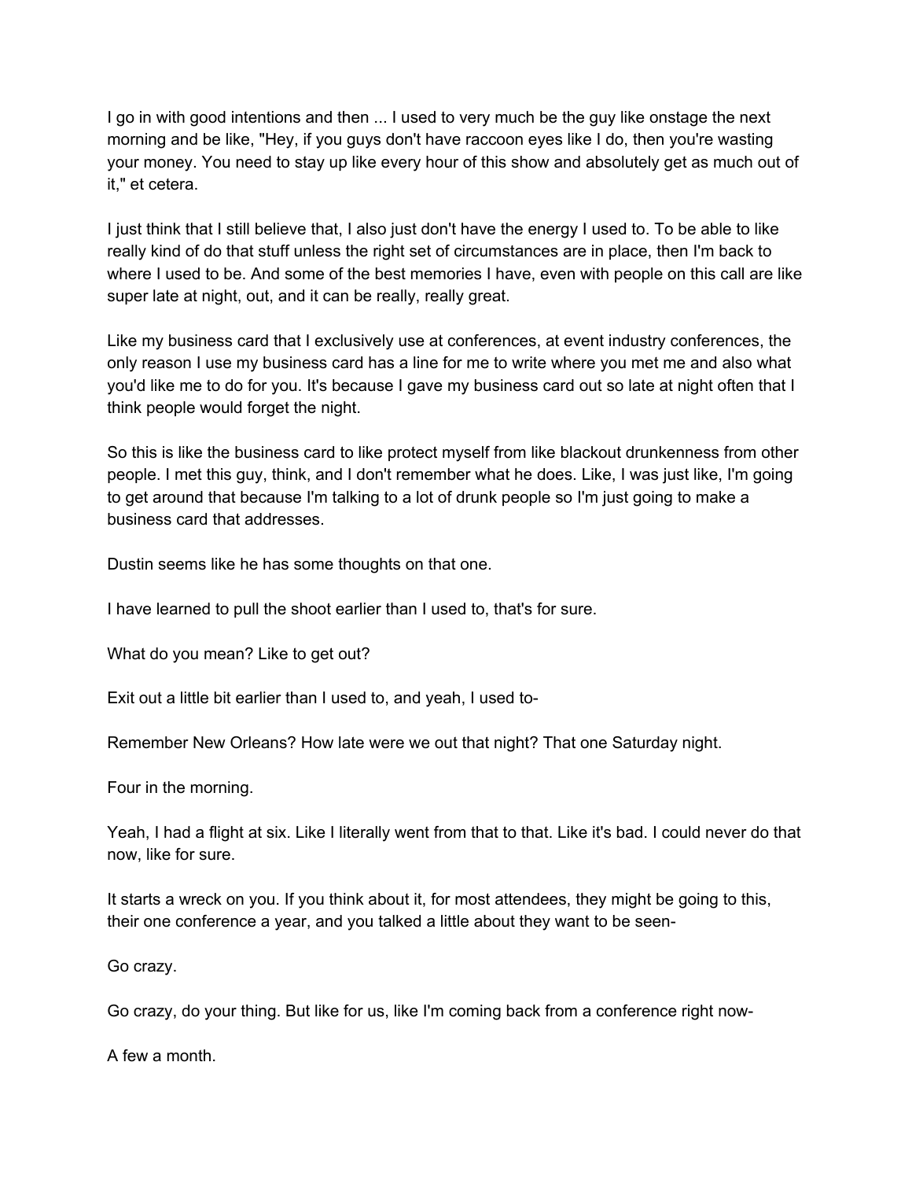I go in with good intentions and then ... I used to very much be the guy like onstage the next morning and be like, "Hey, if you guys don't have raccoon eyes like I do, then you're wasting your money. You need to stay up like every hour of this show and absolutely get as much out of it," et cetera.

I just think that I still believe that, I also just don't have the energy I used to. To be able to like really kind of do that stuff unless the right set of circumstances are in place, then I'm back to where I used to be. And some of the best memories I have, even with people on this call are like super late at night, out, and it can be really, really great.

Like my business card that I exclusively use at conferences, at event industry conferences, the only reason I use my business card has a line for me to write where you met me and also what you'd like me to do for you. It's because I gave my business card out so late at night often that I think people would forget the night.

So this is like the business card to like protect myself from like blackout drunkenness from other people. I met this guy, think, and I don't remember what he does. Like, I was just like, I'm going to get around that because I'm talking to a lot of drunk people so I'm just going to make a business card that addresses.

Dustin seems like he has some thoughts on that one.

I have learned to pull the shoot earlier than I used to, that's for sure.

What do you mean? Like to get out?

Exit out a little bit earlier than I used to, and yeah, I used to-

Remember New Orleans? How late were we out that night? That one Saturday night.

Four in the morning.

Yeah, I had a flight at six. Like I literally went from that to that. Like it's bad. I could never do that now, like for sure.

It starts a wreck on you. If you think about it, for most attendees, they might be going to this, their one conference a year, and you talked a little about they want to be seen-

Go crazy.

Go crazy, do your thing. But like for us, like I'm coming back from a conference right now-

A few a month.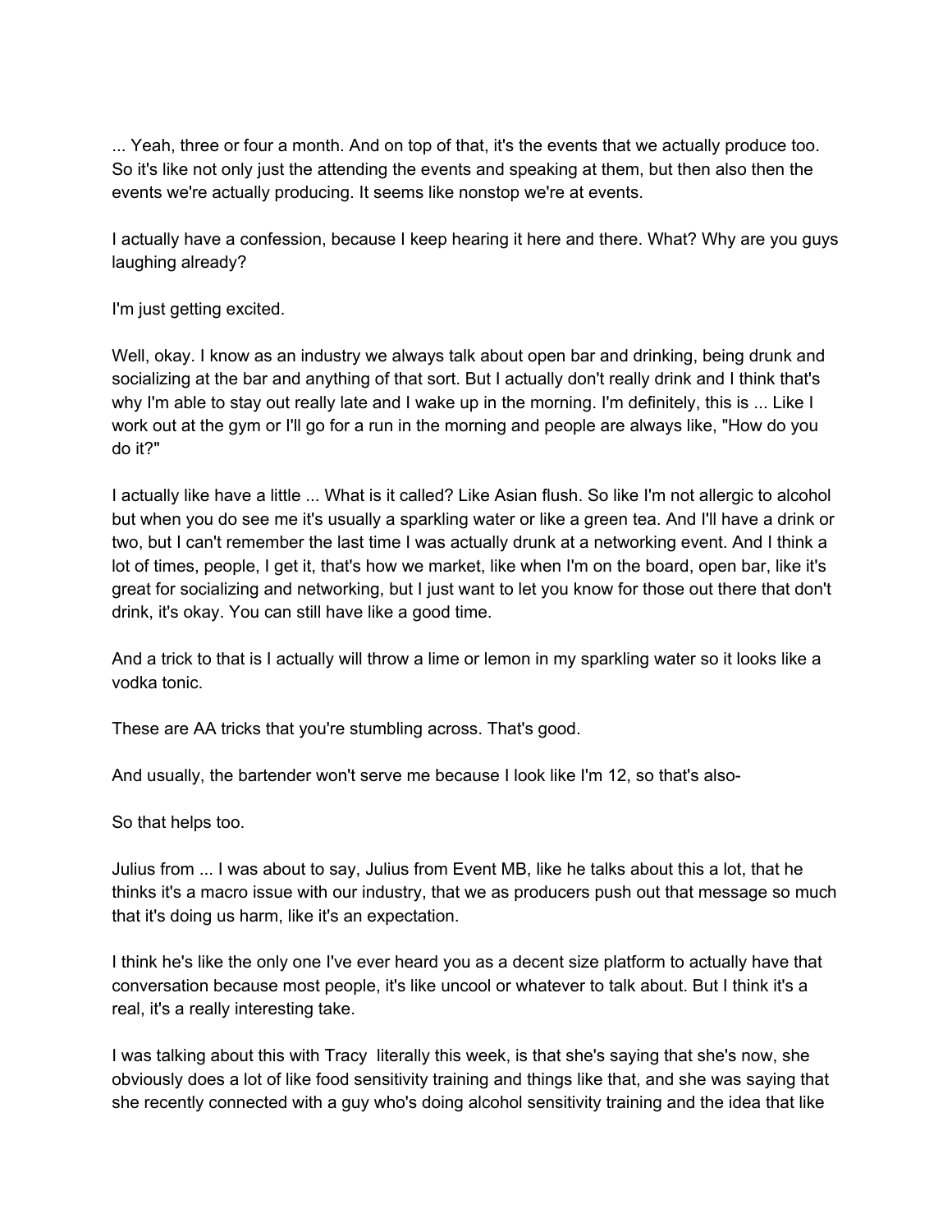... Yeah, three or four a month. And on top of that, it's the events that we actually produce too. So it's like not only just the attending the events and speaking at them, but then also then the events we're actually producing. It seems like nonstop we're at events.

I actually have a confession, because I keep hearing it here and there. What? Why are you guys laughing already?

I'm just getting excited.

Well, okay. I know as an industry we always talk about open bar and drinking, being drunk and socializing at the bar and anything of that sort. But I actually don't really drink and I think that's why I'm able to stay out really late and I wake up in the morning. I'm definitely, this is ... Like I work out at the gym or I'll go for a run in the morning and people are always like, "How do you do it?"

I actually like have a little ... What is it called? Like Asian flush. So like I'm not allergic to alcohol but when you do see me it's usually a sparkling water or like a green tea. And I'll have a drink or two, but I can't remember the last time I was actually drunk at a networking event. And I think a lot of times, people, I get it, that's how we market, like when I'm on the board, open bar, like it's great for socializing and networking, but I just want to let you know for those out there that don't drink, it's okay. You can still have like a good time.

And a trick to that is I actually will throw a lime or lemon in my sparkling water so it looks like a vodka tonic.

These are AA tricks that you're stumbling across. That's good.

And usually, the bartender won't serve me because I look like I'm 12, so that's also-

So that helps too.

Julius from ... I was about to say, Julius from Event MB, like he talks about this a lot, that he thinks it's a macro issue with our industry, that we as producers push out that message so much that it's doing us harm, like it's an expectation.

I think he's like the only one I've ever heard you as a decent size platform to actually have that conversation because most people, it's like uncool or whatever to talk about. But I think it's a real, it's a really interesting take.

I was talking about this with Tracy literally this week, is that she's saying that she's now, she obviously does a lot of like food sensitivity training and things like that, and she was saying that she recently connected with a guy who's doing alcohol sensitivity training and the idea that like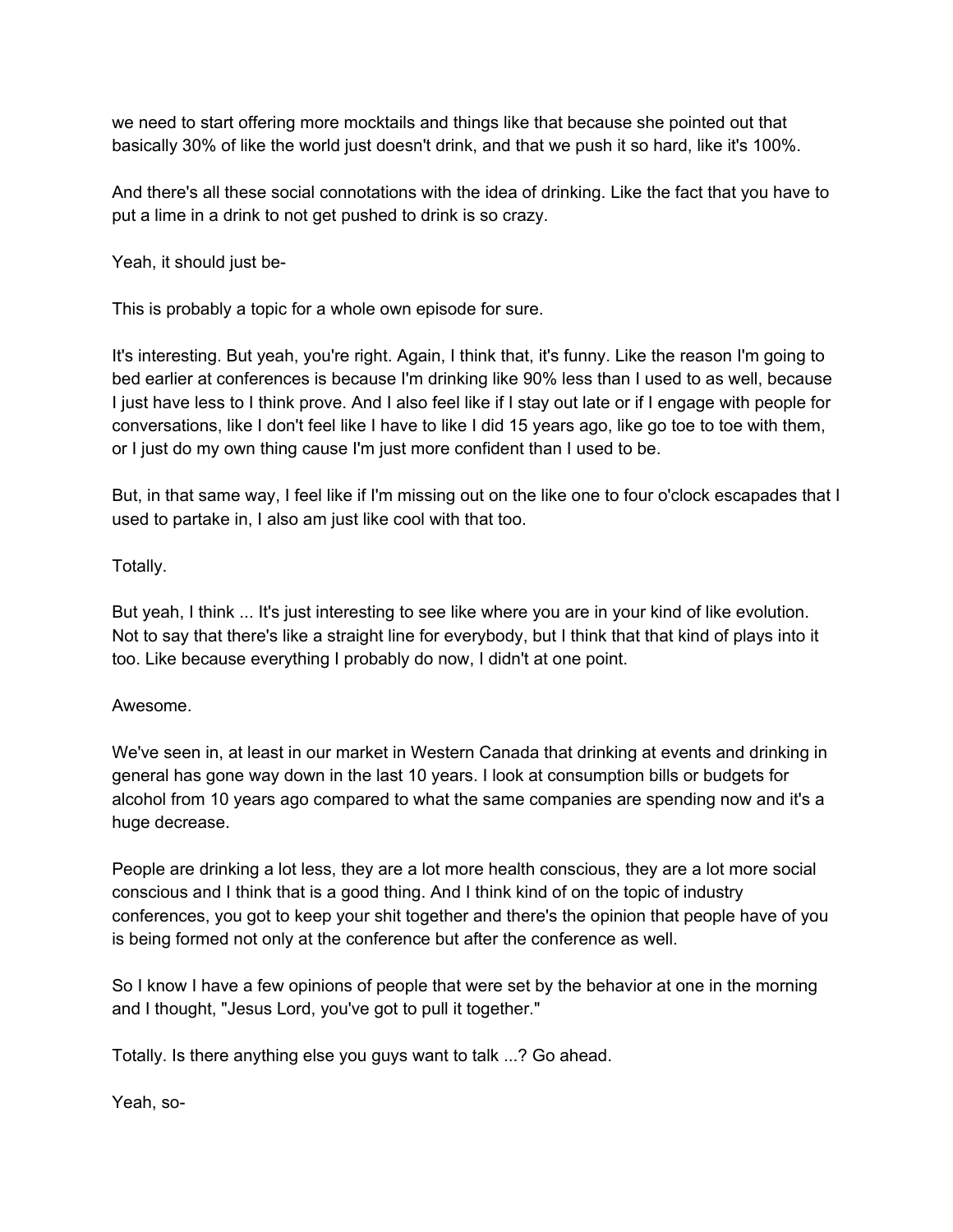we need to start offering more mocktails and things like that because she pointed out that basically 30% of like the world just doesn't drink, and that we push it so hard, like it's 100%.

And there's all these social connotations with the idea of drinking. Like the fact that you have to put a lime in a drink to not get pushed to drink is so crazy.

Yeah, it should just be-

This is probably a topic for a whole own episode for sure.

It's interesting. But yeah, you're right. Again, I think that, it's funny. Like the reason I'm going to bed earlier at conferences is because I'm drinking like 90% less than I used to as well, because I just have less to I think prove. And I also feel like if I stay out late or if I engage with people for conversations, like I don't feel like I have to like I did 15 years ago, like go toe to toe with them, or I just do my own thing cause I'm just more confident than I used to be.

But, in that same way, I feel like if I'm missing out on the like one to four o'clock escapades that I used to partake in, I also am just like cool with that too.

Totally.

But yeah, I think ... It's just interesting to see like where you are in your kind of like evolution. Not to say that there's like a straight line for everybody, but I think that that kind of plays into it too. Like because everything I probably do now, I didn't at one point.

Awesome.

We've seen in, at least in our market in Western Canada that drinking at events and drinking in general has gone way down in the last 10 years. I look at consumption bills or budgets for alcohol from 10 years ago compared to what the same companies are spending now and it's a huge decrease.

People are drinking a lot less, they are a lot more health conscious, they are a lot more social conscious and I think that is a good thing. And I think kind of on the topic of industry conferences, you got to keep your shit together and there's the opinion that people have of you is being formed not only at the conference but after the conference as well.

So I know I have a few opinions of people that were set by the behavior at one in the morning and I thought, "Jesus Lord, you've got to pull it together."

Totally. Is there anything else you guys want to talk ...? Go ahead.

Yeah, so-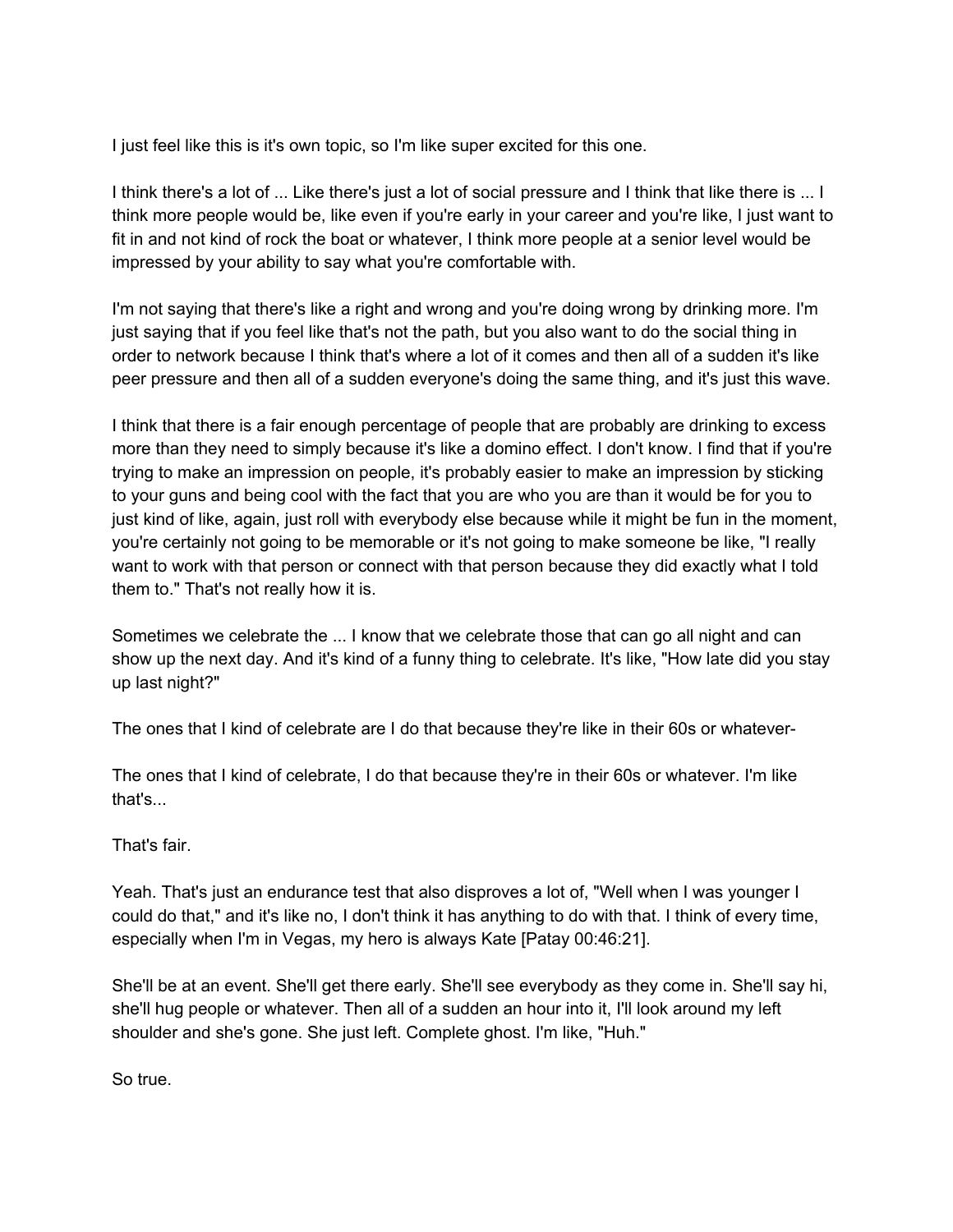I just feel like this is it's own topic, so I'm like super excited for this one.

I think there's a lot of ... Like there's just a lot of social pressure and I think that like there is ... I think more people would be, like even if you're early in your career and you're like, I just want to fit in and not kind of rock the boat or whatever, I think more people at a senior level would be impressed by your ability to say what you're comfortable with.

I'm not saying that there's like a right and wrong and you're doing wrong by drinking more. I'm just saying that if you feel like that's not the path, but you also want to do the social thing in order to network because I think that's where a lot of it comes and then all of a sudden it's like peer pressure and then all of a sudden everyone's doing the same thing, and it's just this wave.

I think that there is a fair enough percentage of people that are probably are drinking to excess more than they need to simply because it's like a domino effect. I don't know. I find that if you're trying to make an impression on people, it's probably easier to make an impression by sticking to your guns and being cool with the fact that you are who you are than it would be for you to just kind of like, again, just roll with everybody else because while it might be fun in the moment, you're certainly not going to be memorable or it's not going to make someone be like, "I really want to work with that person or connect with that person because they did exactly what I told them to." That's not really how it is.

Sometimes we celebrate the ... I know that we celebrate those that can go all night and can show up the next day. And it's kind of a funny thing to celebrate. It's like, "How late did you stay up last night?"

The ones that I kind of celebrate are I do that because they're like in their 60s or whatever-

The ones that I kind of celebrate, I do that because they're in their 60s or whatever. I'm like that's...

That's fair.

Yeah. That's just an endurance test that also disproves a lot of, "Well when I was younger I could do that," and it's like no, I don't think it has anything to do with that. I think of every time, especially when I'm in Vegas, my hero is always Kate [Patay 00:46:21].

She'll be at an event. She'll get there early. She'll see everybody as they come in. She'll say hi, she'll hug people or whatever. Then all of a sudden an hour into it, I'll look around my left shoulder and she's gone. She just left. Complete ghost. I'm like, "Huh."

So true.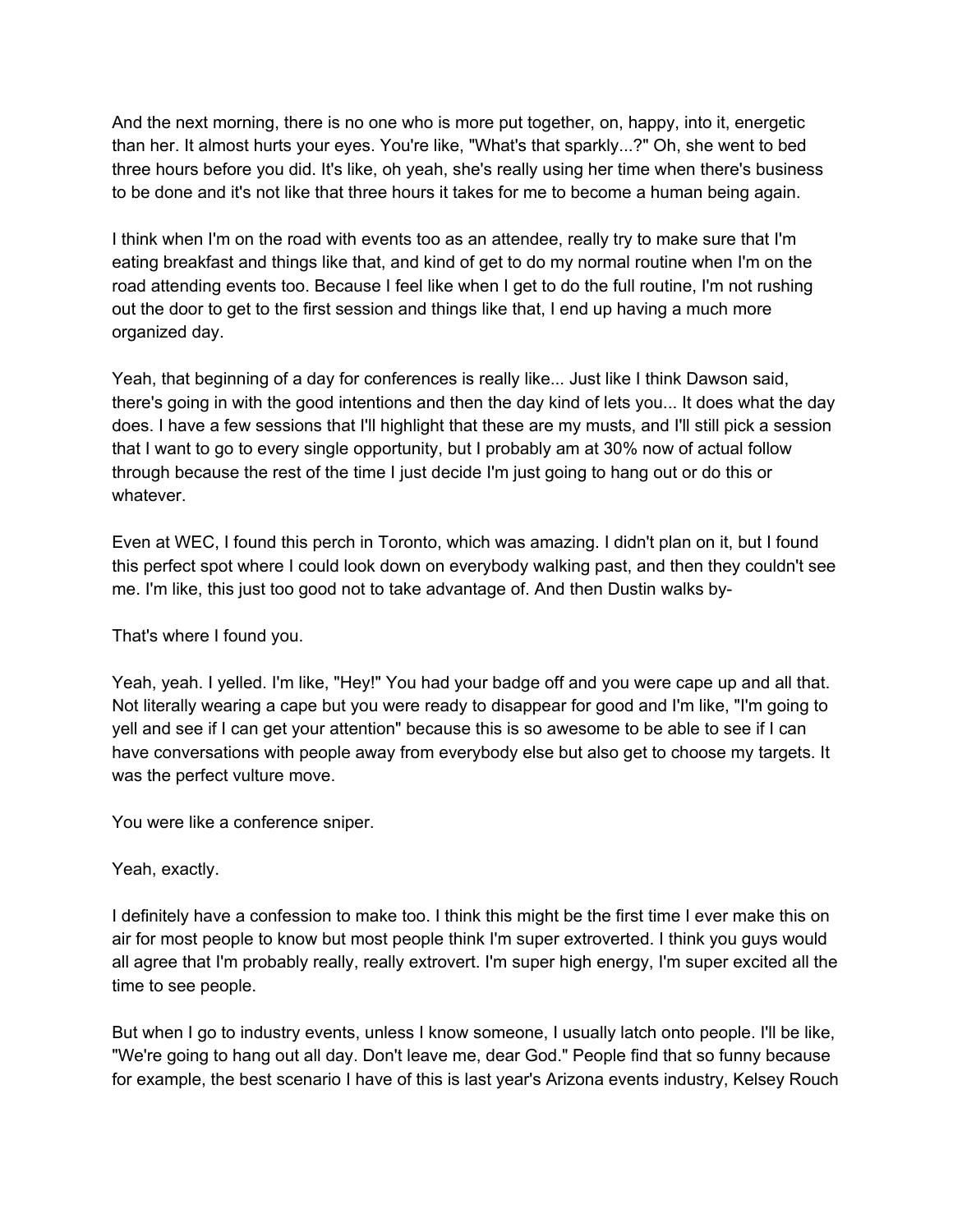And the next morning, there is no one who is more put together, on, happy, into it, energetic than her. It almost hurts your eyes. You're like, "What's that sparkly...?" Oh, she went to bed three hours before you did. It's like, oh yeah, she's really using her time when there's business to be done and it's not like that three hours it takes for me to become a human being again.

I think when I'm on the road with events too as an attendee, really try to make sure that I'm eating breakfast and things like that, and kind of get to do my normal routine when I'm on the road attending events too. Because I feel like when I get to do the full routine, I'm not rushing out the door to get to the first session and things like that, I end up having a much more organized day.

Yeah, that beginning of a day for conferences is really like... Just like I think Dawson said, there's going in with the good intentions and then the day kind of lets you... It does what the day does. I have a few sessions that I'll highlight that these are my musts, and I'll still pick a session that I want to go to every single opportunity, but I probably am at 30% now of actual follow through because the rest of the time I just decide I'm just going to hang out or do this or whatever.

Even at WEC, I found this perch in Toronto, which was amazing. I didn't plan on it, but I found this perfect spot where I could look down on everybody walking past, and then they couldn't see me. I'm like, this just too good not to take advantage of. And then Dustin walks by-

That's where I found you.

Yeah, yeah. I yelled. I'm like, "Hey!" You had your badge off and you were cape up and all that. Not literally wearing a cape but you were ready to disappear for good and I'm like, "I'm going to yell and see if I can get your attention" because this is so awesome to be able to see if I can have conversations with people away from everybody else but also get to choose my targets. It was the perfect vulture move.

You were like a conference sniper.

Yeah, exactly.

I definitely have a confession to make too. I think this might be the first time I ever make this on air for most people to know but most people think I'm super extroverted. I think you guys would all agree that I'm probably really, really extrovert. I'm super high energy, I'm super excited all the time to see people.

But when I go to industry events, unless I know someone, I usually latch onto people. I'll be like, "We're going to hang out all day. Don't leave me, dear God." People find that so funny because for example, the best scenario I have of this is last year's Arizona events industry, Kelsey Rouch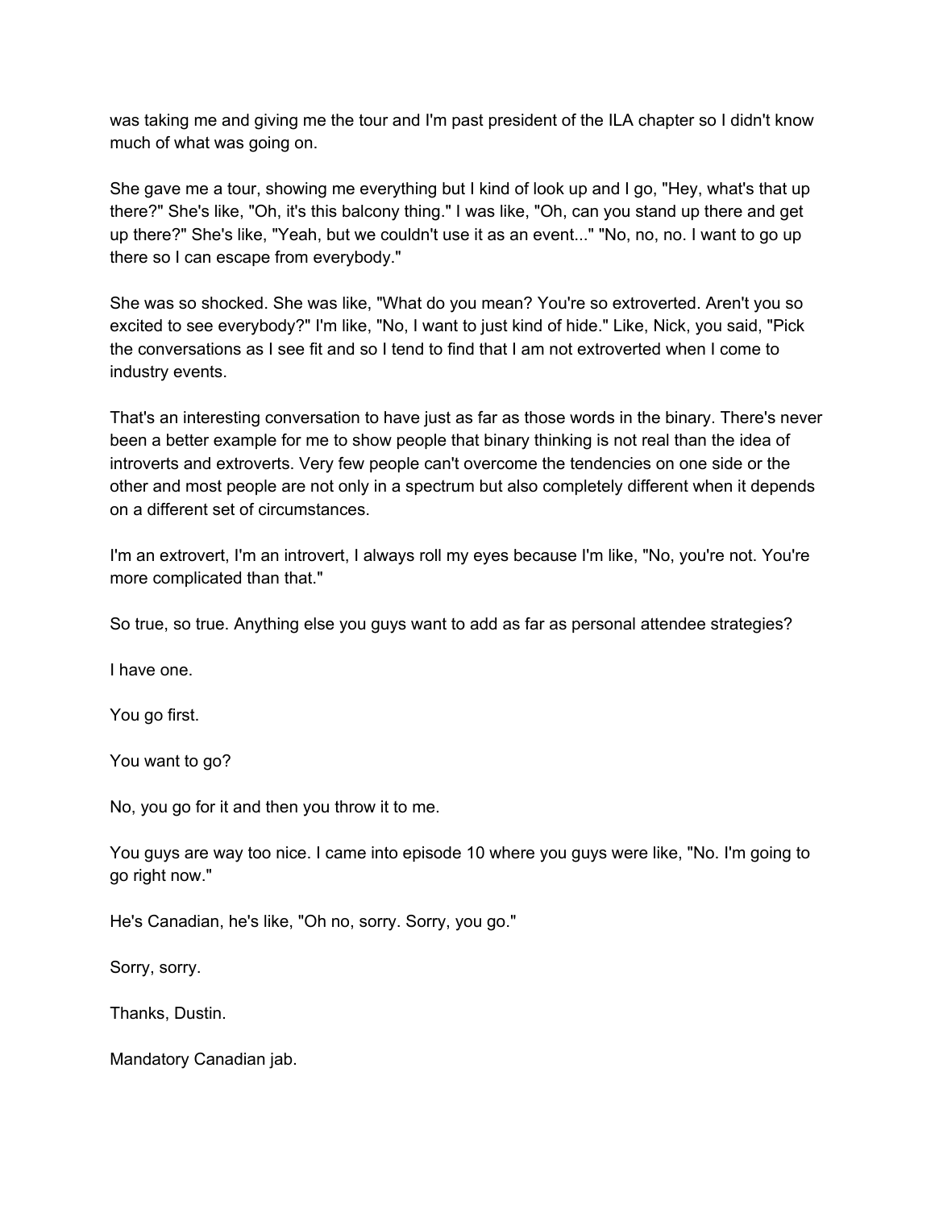was taking me and giving me the tour and I'm past president of the ILA chapter so I didn't know much of what was going on.

She gave me a tour, showing me everything but I kind of look up and I go, "Hey, what's that up there?" She's like, "Oh, it's this balcony thing." I was like, "Oh, can you stand up there and get up there?" She's like, "Yeah, but we couldn't use it as an event..." "No, no, no. I want to go up there so I can escape from everybody."

She was so shocked. She was like, "What do you mean? You're so extroverted. Aren't you so excited to see everybody?" I'm like, "No, I want to just kind of hide." Like, Nick, you said, "Pick the conversations as I see fit and so I tend to find that I am not extroverted when I come to industry events.

That's an interesting conversation to have just as far as those words in the binary. There's never been a better example for me to show people that binary thinking is not real than the idea of introverts and extroverts. Very few people can't overcome the tendencies on one side or the other and most people are not only in a spectrum but also completely different when it depends on a different set of circumstances.

I'm an extrovert, I'm an introvert, I always roll my eyes because I'm like, "No, you're not. You're more complicated than that."

So true, so true. Anything else you guys want to add as far as personal attendee strategies?

I have one.

You go first.

You want to go?

No, you go for it and then you throw it to me.

You guys are way too nice. I came into episode 10 where you guys were like, "No. I'm going to go right now."

He's Canadian, he's like, "Oh no, sorry. Sorry, you go."

Sorry, sorry.

Thanks, Dustin.

Mandatory Canadian jab.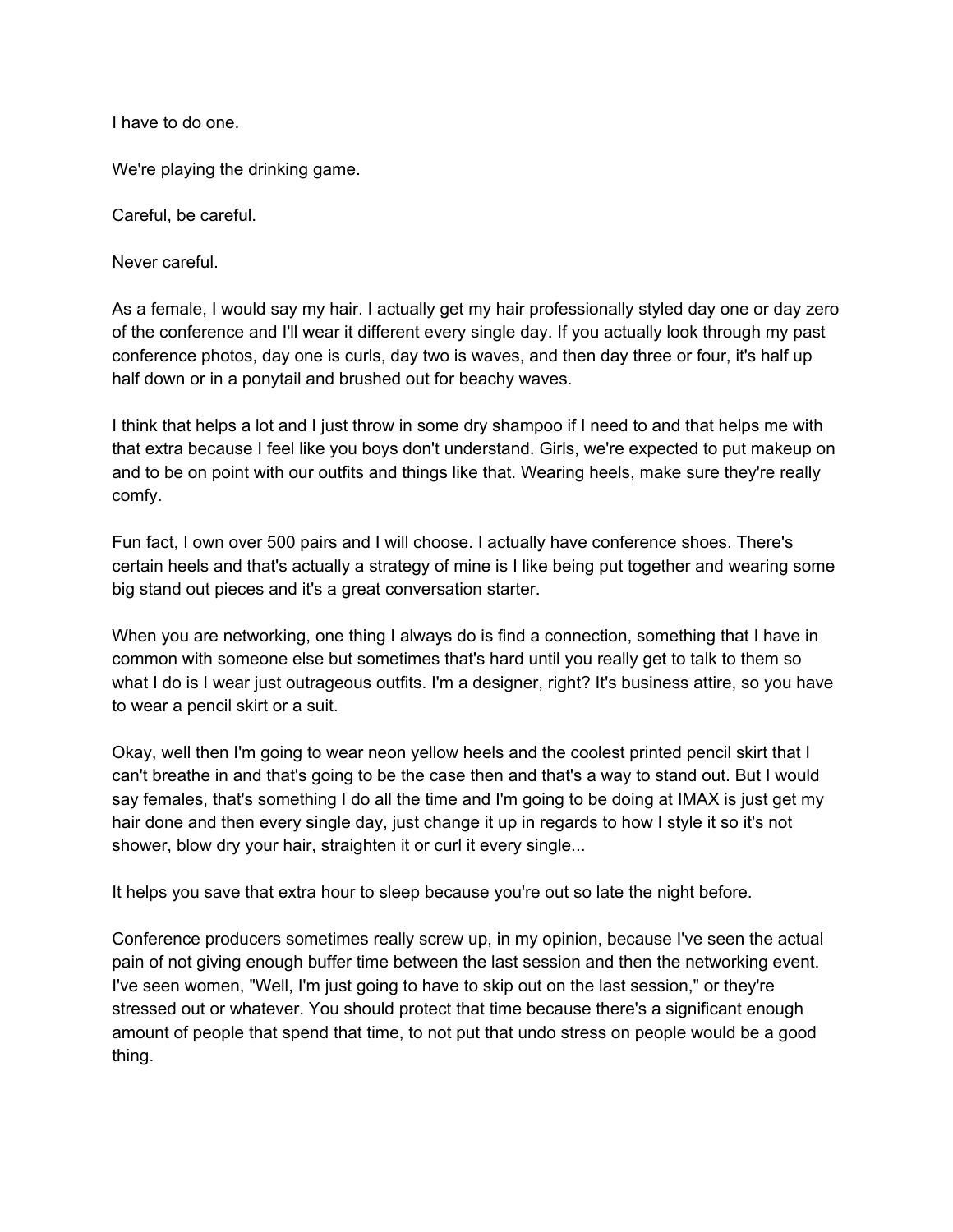I have to do one.

We're playing the drinking game.

Careful, be careful.

Never careful.

As a female, I would say my hair. I actually get my hair professionally styled day one or day zero of the conference and I'll wear it different every single day. If you actually look through my past conference photos, day one is curls, day two is waves, and then day three or four, it's half up half down or in a ponytail and brushed out for beachy waves.

I think that helps a lot and I just throw in some dry shampoo if I need to and that helps me with that extra because I feel like you boys don't understand. Girls, we're expected to put makeup on and to be on point with our outfits and things like that. Wearing heels, make sure they're really comfy.

Fun fact, I own over 500 pairs and I will choose. I actually have conference shoes. There's certain heels and that's actually a strategy of mine is I like being put together and wearing some big stand out pieces and it's a great conversation starter.

When you are networking, one thing I always do is find a connection, something that I have in common with someone else but sometimes that's hard until you really get to talk to them so what I do is I wear just outrageous outfits. I'm a designer, right? It's business attire, so you have to wear a pencil skirt or a suit.

Okay, well then I'm going to wear neon yellow heels and the coolest printed pencil skirt that I can't breathe in and that's going to be the case then and that's a way to stand out. But I would say females, that's something I do all the time and I'm going to be doing at IMAX is just get my hair done and then every single day, just change it up in regards to how I style it so it's not shower, blow dry your hair, straighten it or curl it every single...

It helps you save that extra hour to sleep because you're out so late the night before.

Conference producers sometimes really screw up, in my opinion, because I've seen the actual pain of not giving enough buffer time between the last session and then the networking event. I've seen women, "Well, I'm just going to have to skip out on the last session," or they're stressed out or whatever. You should protect that time because there's a significant enough amount of people that spend that time, to not put that undo stress on people would be a good thing.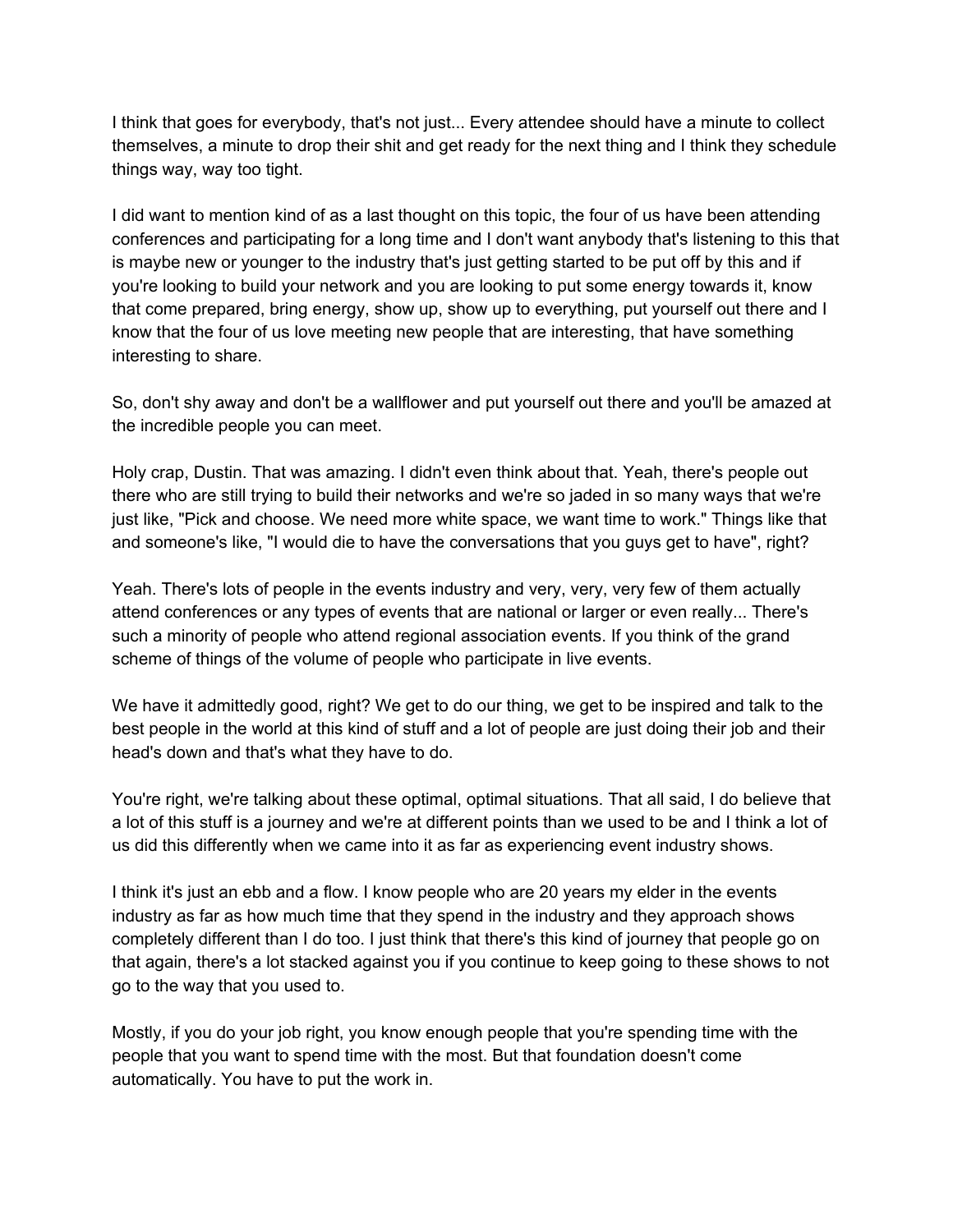I think that goes for everybody, that's not just... Every attendee should have a minute to collect themselves, a minute to drop their shit and get ready for the next thing and I think they schedule things way, way too tight.

I did want to mention kind of as a last thought on this topic, the four of us have been attending conferences and participating for a long time and I don't want anybody that's listening to this that is maybe new or younger to the industry that's just getting started to be put off by this and if you're looking to build your network and you are looking to put some energy towards it, know that come prepared, bring energy, show up, show up to everything, put yourself out there and I know that the four of us love meeting new people that are interesting, that have something interesting to share.

So, don't shy away and don't be a wallflower and put yourself out there and you'll be amazed at the incredible people you can meet.

Holy crap, Dustin. That was amazing. I didn't even think about that. Yeah, there's people out there who are still trying to build their networks and we're so jaded in so many ways that we're just like, "Pick and choose. We need more white space, we want time to work." Things like that and someone's like, "I would die to have the conversations that you guys get to have", right?

Yeah. There's lots of people in the events industry and very, very, very few of them actually attend conferences or any types of events that are national or larger or even really... There's such a minority of people who attend regional association events. If you think of the grand scheme of things of the volume of people who participate in live events.

We have it admittedly good, right? We get to do our thing, we get to be inspired and talk to the best people in the world at this kind of stuff and a lot of people are just doing their job and their head's down and that's what they have to do.

You're right, we're talking about these optimal, optimal situations. That all said, I do believe that a lot of this stuff is a journey and we're at different points than we used to be and I think a lot of us did this differently when we came into it as far as experiencing event industry shows.

I think it's just an ebb and a flow. I know people who are 20 years my elder in the events industry as far as how much time that they spend in the industry and they approach shows completely different than I do too. I just think that there's this kind of journey that people go on that again, there's a lot stacked against you if you continue to keep going to these shows to not go to the way that you used to.

Mostly, if you do your job right, you know enough people that you're spending time with the people that you want to spend time with the most. But that foundation doesn't come automatically. You have to put the work in.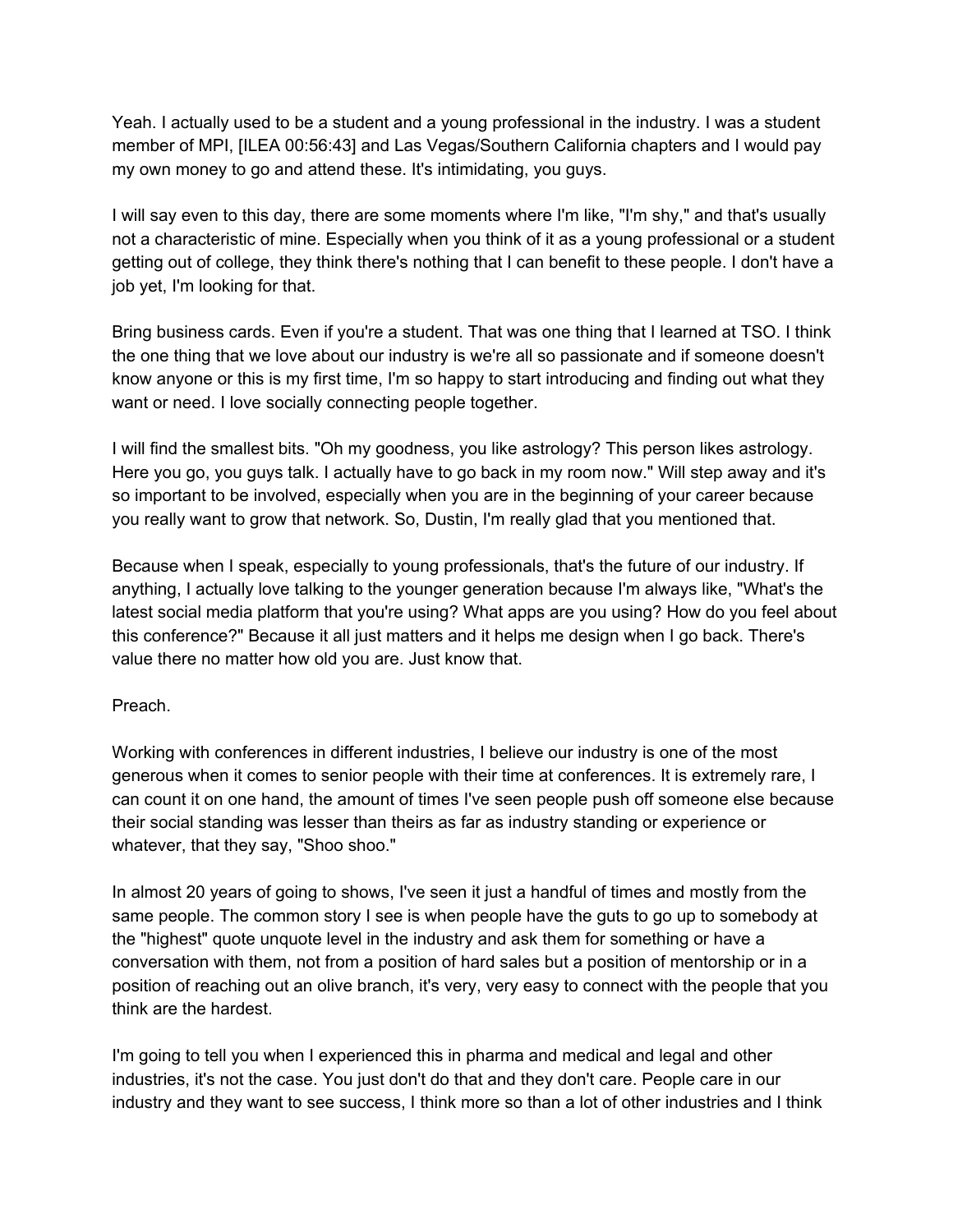Yeah. I actually used to be a student and a young professional in the industry. I was a student member of MPI, [ILEA 00:56:43] and Las Vegas/Southern California chapters and I would pay my own money to go and attend these. It's intimidating, you guys.

I will say even to this day, there are some moments where I'm like, "I'm shy," and that's usually not a characteristic of mine. Especially when you think of it as a young professional or a student getting out of college, they think there's nothing that I can benefit to these people. I don't have a job yet, I'm looking for that.

Bring business cards. Even if you're a student. That was one thing that I learned at TSO. I think the one thing that we love about our industry is we're all so passionate and if someone doesn't know anyone or this is my first time, I'm so happy to start introducing and finding out what they want or need. I love socially connecting people together.

I will find the smallest bits. "Oh my goodness, you like astrology? This person likes astrology. Here you go, you guys talk. I actually have to go back in my room now." Will step away and it's so important to be involved, especially when you are in the beginning of your career because you really want to grow that network. So, Dustin, I'm really glad that you mentioned that.

Because when I speak, especially to young professionals, that's the future of our industry. If anything, I actually love talking to the younger generation because I'm always like, "What's the latest social media platform that you're using? What apps are you using? How do you feel about this conference?" Because it all just matters and it helps me design when I go back. There's value there no matter how old you are. Just know that.

Preach.

Working with conferences in different industries, I believe our industry is one of the most generous when it comes to senior people with their time at conferences. It is extremely rare, I can count it on one hand, the amount of times I've seen people push off someone else because their social standing was lesser than theirs as far as industry standing or experience or whatever, that they say, "Shoo shoo."

In almost 20 years of going to shows, I've seen it just a handful of times and mostly from the same people. The common story I see is when people have the guts to go up to somebody at the "highest" quote unquote level in the industry and ask them for something or have a conversation with them, not from a position of hard sales but a position of mentorship or in a position of reaching out an olive branch, it's very, very easy to connect with the people that you think are the hardest.

I'm going to tell you when I experienced this in pharma and medical and legal and other industries, it's not the case. You just don't do that and they don't care. People care in our industry and they want to see success, I think more so than a lot of other industries and I think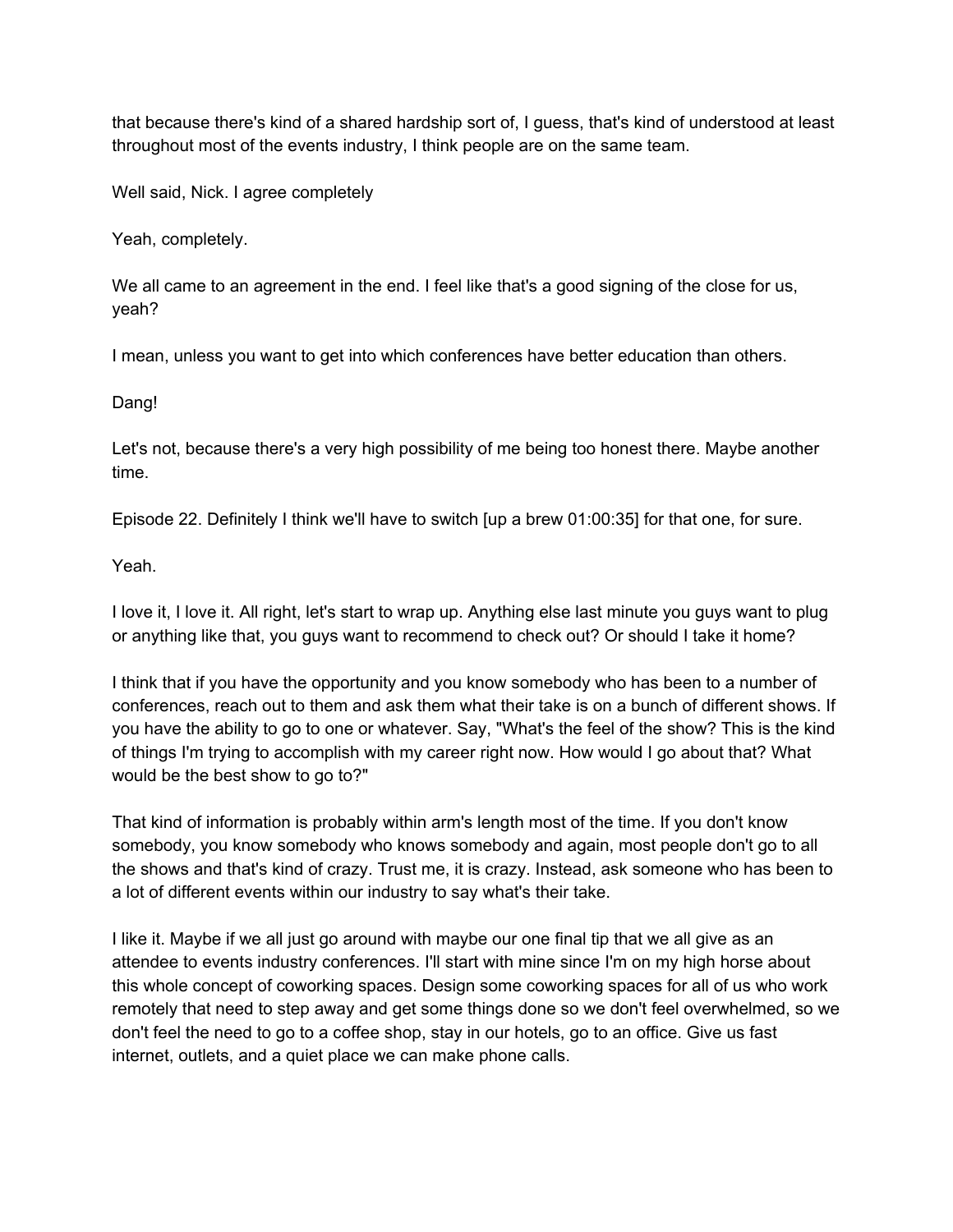that because there's kind of a shared hardship sort of, I guess, that's kind of understood at least throughout most of the events industry, I think people are on the same team.

Well said, Nick. I agree completely

Yeah, completely.

We all came to an agreement in the end. I feel like that's a good signing of the close for us, yeah?

I mean, unless you want to get into which conferences have better education than others.

Dang!

Let's not, because there's a very high possibility of me being too honest there. Maybe another time.

Episode 22. Definitely I think we'll have to switch [up a brew 01:00:35] for that one, for sure.

Yeah.

I love it, I love it. All right, let's start to wrap up. Anything else last minute you guys want to plug or anything like that, you guys want to recommend to check out? Or should I take it home?

I think that if you have the opportunity and you know somebody who has been to a number of conferences, reach out to them and ask them what their take is on a bunch of different shows. If you have the ability to go to one or whatever. Say, "What's the feel of the show? This is the kind of things I'm trying to accomplish with my career right now. How would I go about that? What would be the best show to go to?"

That kind of information is probably within arm's length most of the time. If you don't know somebody, you know somebody who knows somebody and again, most people don't go to all the shows and that's kind of crazy. Trust me, it is crazy. Instead, ask someone who has been to a lot of different events within our industry to say what's their take.

I like it. Maybe if we all just go around with maybe our one final tip that we all give as an attendee to events industry conferences. I'll start with mine since I'm on my high horse about this whole concept of coworking spaces. Design some coworking spaces for all of us who work remotely that need to step away and get some things done so we don't feel overwhelmed, so we don't feel the need to go to a coffee shop, stay in our hotels, go to an office. Give us fast internet, outlets, and a quiet place we can make phone calls.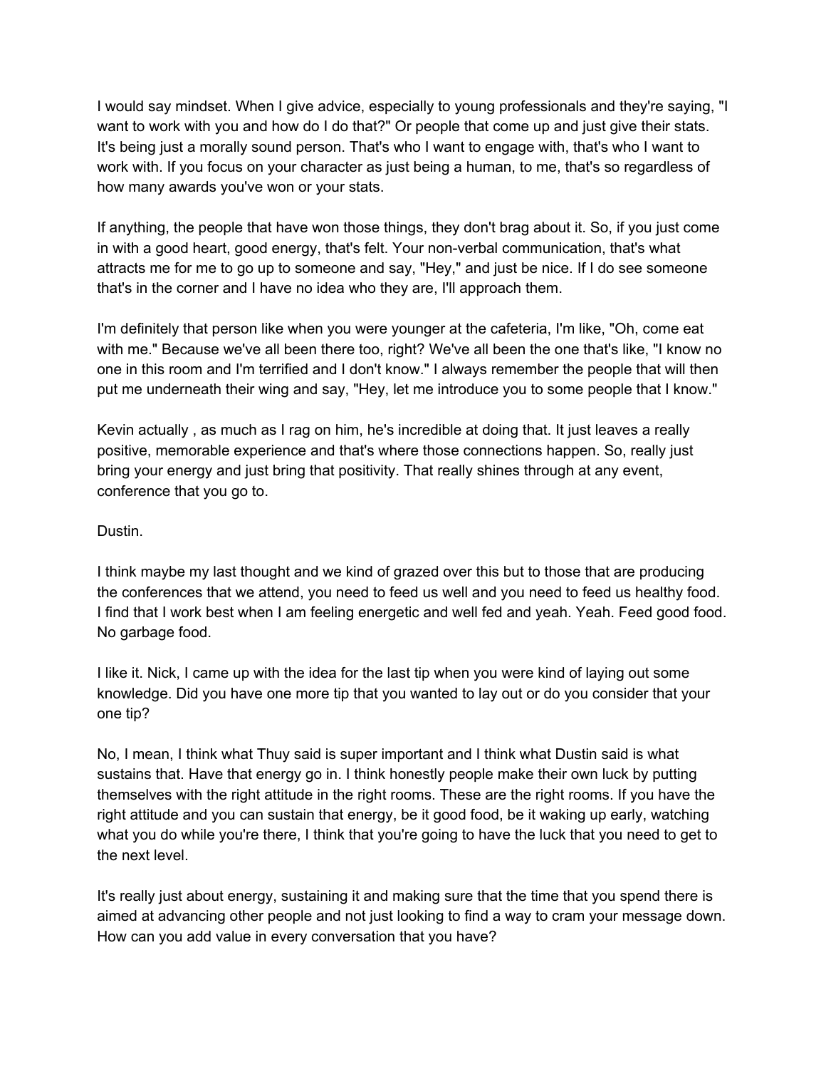I would say mindset. When I give advice, especially to young professionals and they're saying, "I want to work with you and how do I do that?" Or people that come up and just give their stats. It's being just a morally sound person. That's who I want to engage with, that's who I want to work with. If you focus on your character as just being a human, to me, that's so regardless of how many awards you've won or your stats.

If anything, the people that have won those things, they don't brag about it. So, if you just come in with a good heart, good energy, that's felt. Your non-verbal communication, that's what attracts me for me to go up to someone and say, "Hey," and just be nice. If I do see someone that's in the corner and I have no idea who they are, I'll approach them.

I'm definitely that person like when you were younger at the cafeteria, I'm like, "Oh, come eat with me." Because we've all been there too, right? We've all been the one that's like, "I know no one in this room and I'm terrified and I don't know." I always remember the people that will then put me underneath their wing and say, "Hey, let me introduce you to some people that I know."

Kevin actually , as much as I rag on him, he's incredible at doing that. It just leaves a really positive, memorable experience and that's where those connections happen. So, really just bring your energy and just bring that positivity. That really shines through at any event, conference that you go to.

Dustin.

I think maybe my last thought and we kind of grazed over this but to those that are producing the conferences that we attend, you need to feed us well and you need to feed us healthy food. I find that I work best when I am feeling energetic and well fed and yeah. Yeah. Feed good food. No garbage food.

I like it. Nick, I came up with the idea for the last tip when you were kind of laying out some knowledge. Did you have one more tip that you wanted to lay out or do you consider that your one tip?

No, I mean, I think what Thuy said is super important and I think what Dustin said is what sustains that. Have that energy go in. I think honestly people make their own luck by putting themselves with the right attitude in the right rooms. These are the right rooms. If you have the right attitude and you can sustain that energy, be it good food, be it waking up early, watching what you do while you're there, I think that you're going to have the luck that you need to get to the next level.

It's really just about energy, sustaining it and making sure that the time that you spend there is aimed at advancing other people and not just looking to find a way to cram your message down. How can you add value in every conversation that you have?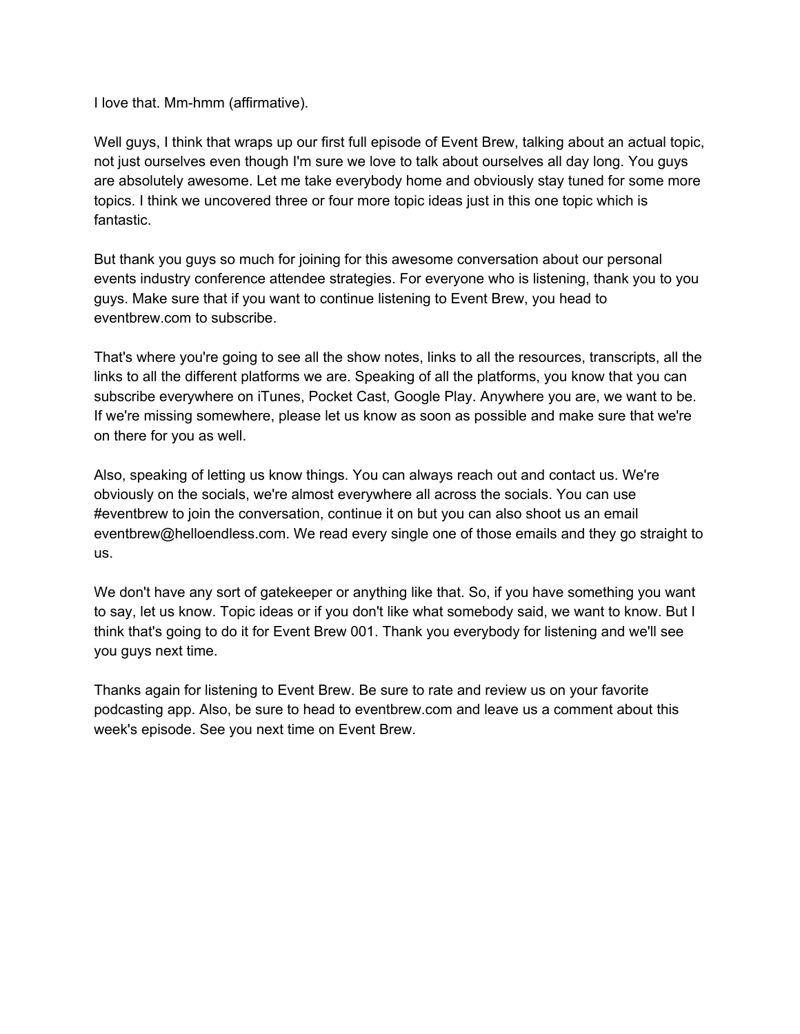I love that. Mm-hmm (affirmative).

Well guys, I think that wraps up our first full episode of Event Brew, talking about an actual topic, not just ourselves even though I'm sure we love to talk about ourselves all day long. You guys are absolutely awesome. Let me take everybody home and obviously stay tuned for some more topics. I think we uncovered three or four more topic ideas just in this one topic which is fantastic.

But thank you guys so much for joining for this awesome conversation about our personal events industry conference attendee strategies. For everyone who is listening, thank you to you guys. Make sure that if you want to continue listening to Event Brew, you head to eventbrew.com to subscribe.

That's where you're going to see all the show notes, links to all the resources, transcripts, all the links to all the different platforms we are. Speaking of all the platforms, you know that you can subscribe everywhere on iTunes, Pocket Cast, Google Play. Anywhere you are, we want to be. If we're missing somewhere, please let us know as soon as possible and make sure that we're on there for you as well.

Also, speaking of letting us know things. You can always reach out and contact us. We're obviously on the socials, we're almost everywhere all across the socials. You can use #eventbrew to join the conversation, continue it on but you can also shoot us an email eventbrew@helloendless.com. We read every single one of those emails and they go straight to us.

We don't have any sort of gatekeeper or anything like that. So, if you have something you want to say, let us know. Topic ideas or if you don't like what somebody said, we want to know. But I think that's going to do it for Event Brew 001. Thank you everybody for listening and we'll see you guys next time.

Thanks again for listening to Event Brew. Be sure to rate and review us on your favorite podcasting app. Also, be sure to head to eventbrew.com and leave us a comment about this week's episode. See you next time on Event Brew.